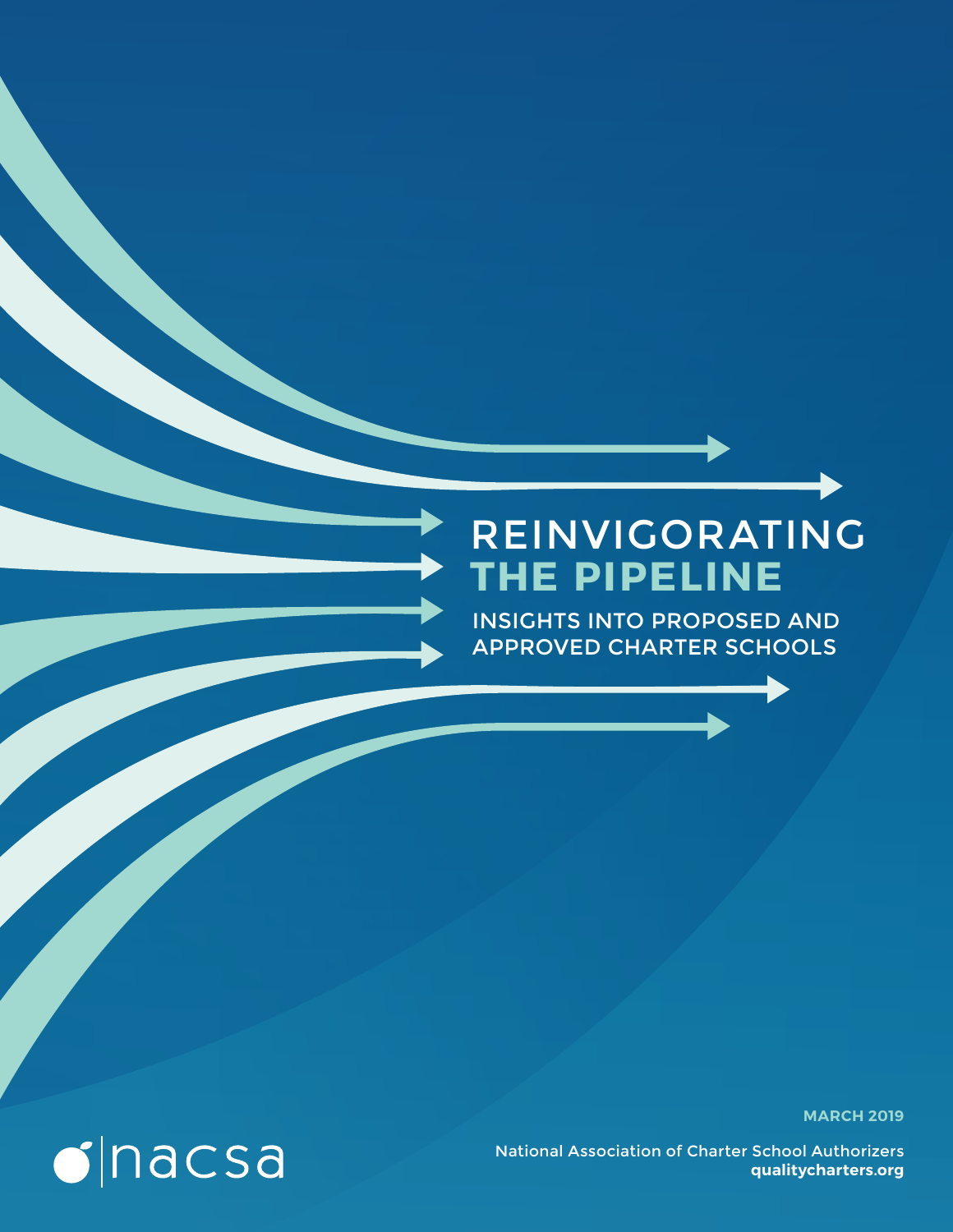# REINVIGORATING THE PIPELINE

## INSIGHTS INTO PROPOSED AND APPROVED CHARTER SCHOOLS

**MARCH 2019**

nacsa

National Association of Charter School Authorizers
**qualitycharters.org**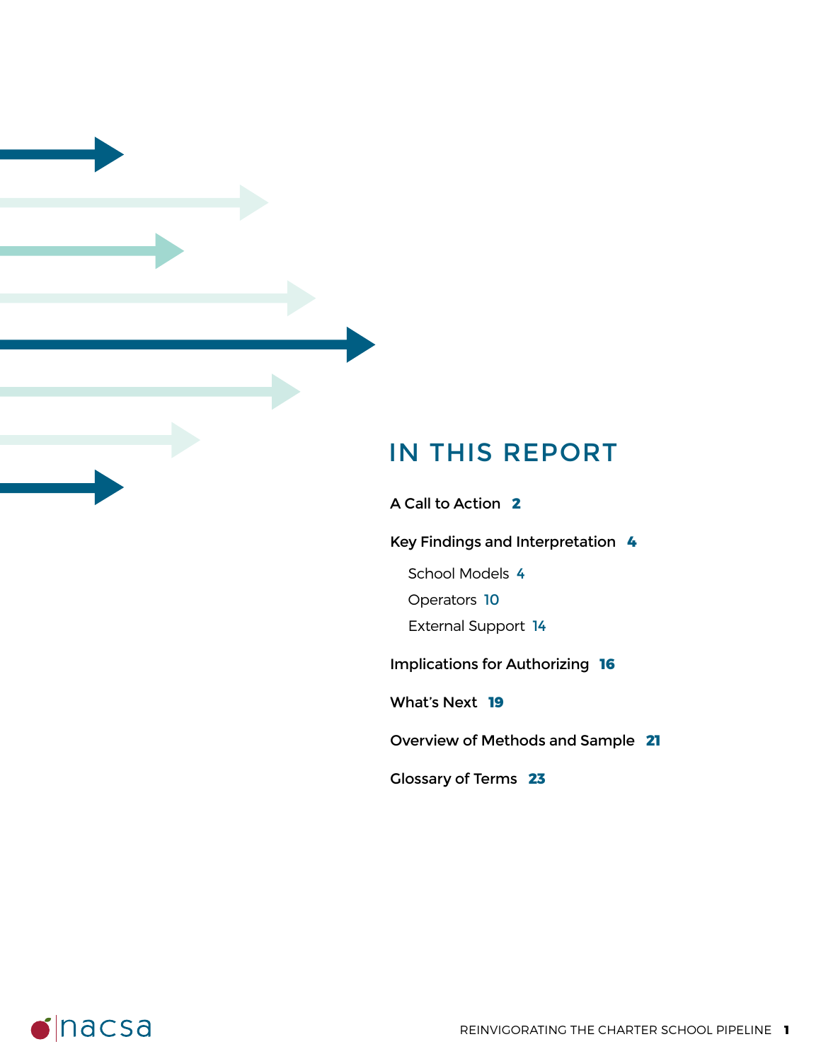## IN THIS REPORT

A Call to Action **2**

Key Findings and Interpretation **4**

- School Models 4
- Operators 10
- External Support 14

Implications for Authorizing **16**

What's Next **19**

Overview of Methods and Sample **21**

Glossary of Terms **23**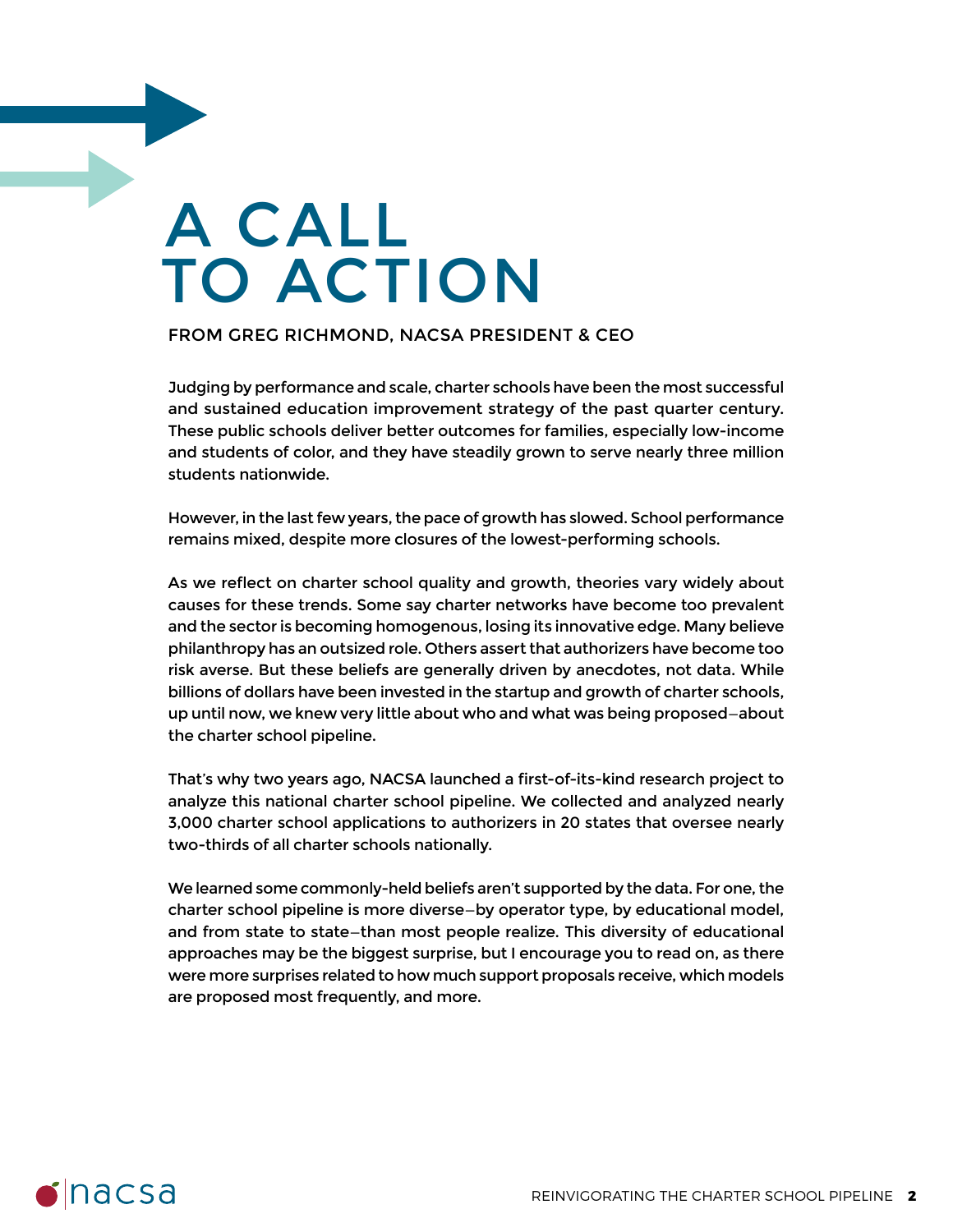# A CALL TO ACTION

FROM GREG RICHMOND, NACSA PRESIDENT & CEO

Judging by performance and scale, charter schools have been the most successful and sustained education improvement strategy of the past quarter century. These public schools deliver better outcomes for families, especially low-income and students of color, and they have steadily grown to serve nearly three million students nationwide.

However, in the last few years, the pace of growth has slowed. School performance remains mixed, despite more closures of the lowest-performing schools.

As we reflect on charter school quality and growth, theories vary widely about causes for these trends. Some say charter networks have become too prevalent and the sector is becoming homogenous, losing its innovative edge. Many believe philanthropy has an outsized role. Others assert that authorizers have become too risk averse. But these beliefs are generally driven by anecdotes, not data. While billions of dollars have been invested in the startup and growth of charter schools, up until now, we knew very little about who and what was being proposed—about the charter school pipeline.

That's why two years ago, NACSA launched a first-of-its-kind research project to analyze this national charter school pipeline. We collected and analyzed nearly 3,000 charter school applications to authorizers in 20 states that oversee nearly two-thirds of all charter schools nationally.

We learned some commonly-held beliefs aren't supported by the data. For one, the charter school pipeline is more diverse—by operator type, by educational model, and from state to state—than most people realize. This diversity of educational approaches may be the biggest surprise, but I encourage you to read on, as there were more surprises related to how much support proposals receive, which models are proposed most frequently, and more.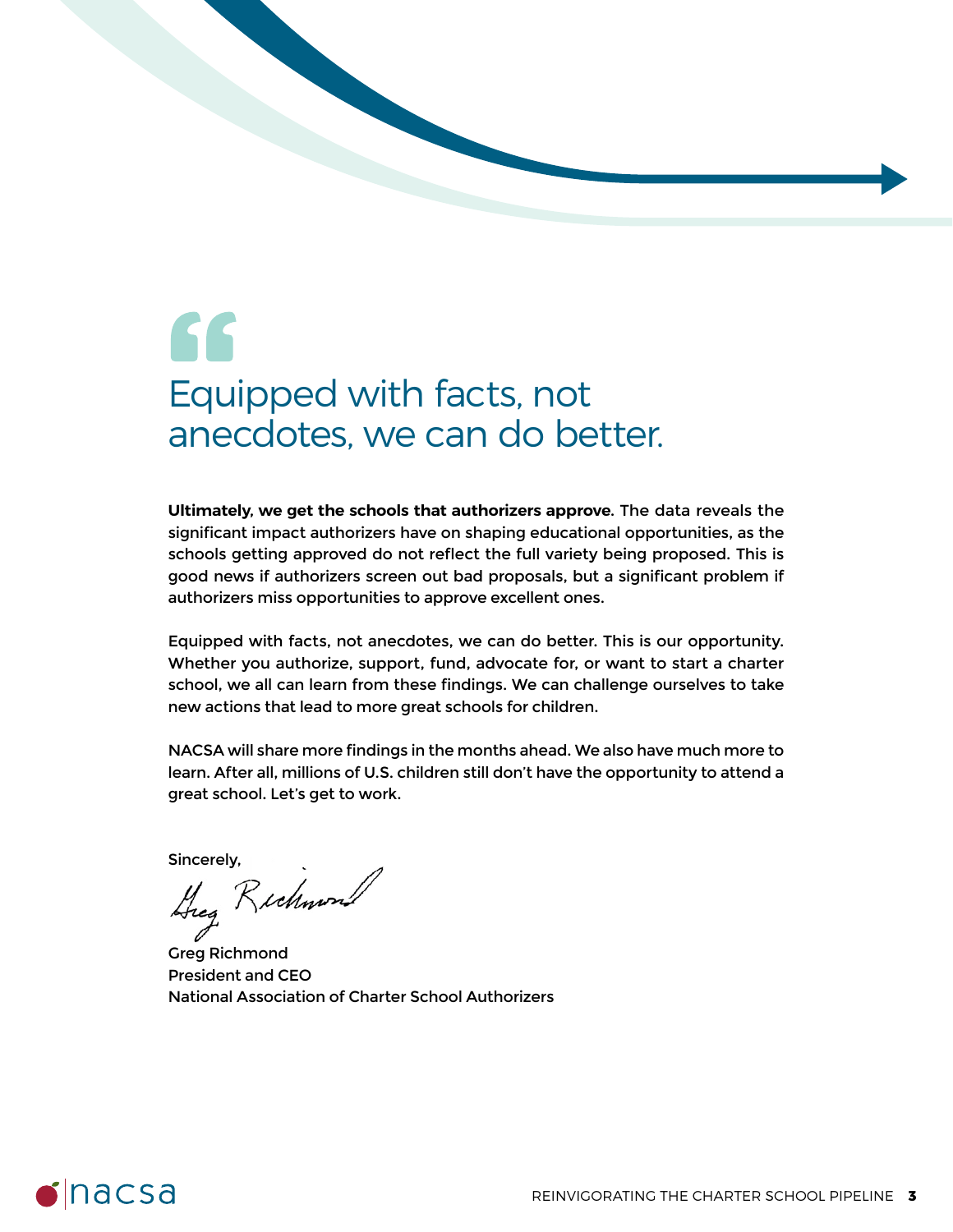> Equipped with facts, not anecdotes, we can do better.

**Ultimately, we get the schools that authorizers approve.** The data reveals the significant impact authorizers have on shaping educational opportunities, as the schools getting approved do not reflect the full variety being proposed. This is good news if authorizers screen out bad proposals, but a significant problem if authorizers miss opportunities to approve excellent ones.

Equipped with facts, not anecdotes, we can do better. This is our opportunity. Whether you authorize, support, fund, advocate for, or want to start a charter school, we all can learn from these findings. We can challenge ourselves to take new actions that lead to more great schools for children.

NACSA will share more findings in the months ahead. We also have much more to learn. After all, millions of U.S. children still don't have the opportunity to attend a great school. Let's get to work.

Sincerely,

Greg Richmond
President and CEO
National Association of Charter School Authorizers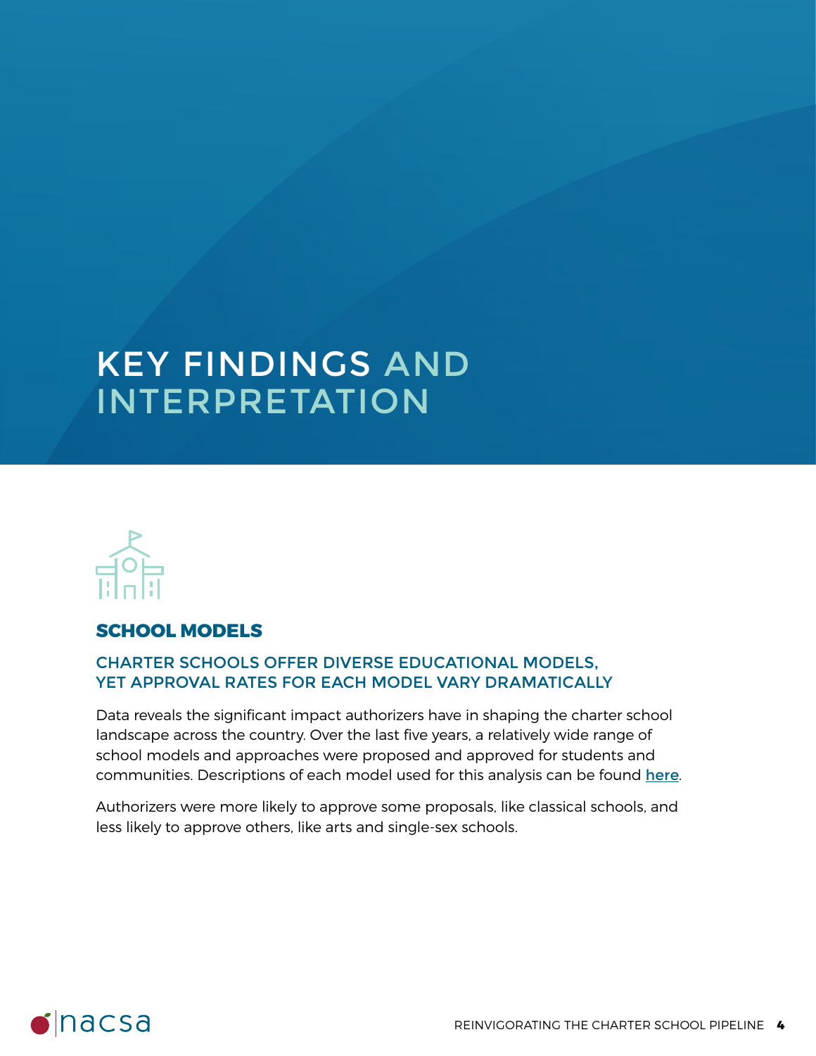# KEY FINDINGS AND INTERPRETATION

## SCHOOL MODELS

### CHARTER SCHOOLS OFFER DIVERSE EDUCATIONAL MODELS, YET APPROVAL RATES FOR EACH MODEL VARY DRAMATICALLY

Data reveals the significant impact authorizers have in shaping the charter school landscape across the country. Over the last five years, a relatively wide range of school models and approaches were proposed and approved for students and communities. Descriptions of each model used for this analysis can be found here.

Authorizers were more likely to approve some proposals, like classical schools, and less likely to approve others, like arts and single-sex schools.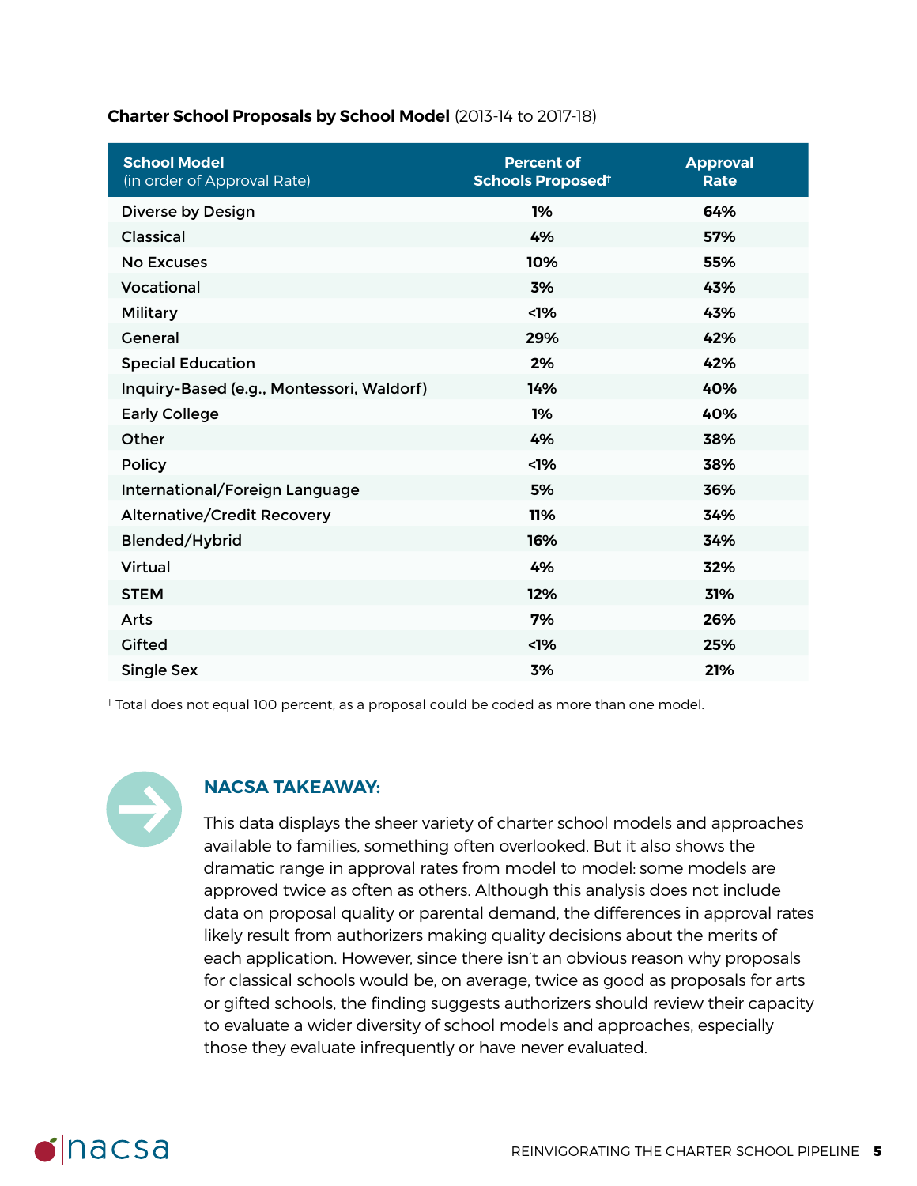**Charter School Proposals by School Model** (2013-14 to 2017-18)

| School Model (in order of Approval Rate) | Percent of Schools Proposed† | Approval Rate |
|---|---|---|
| Diverse by Design | 1% | 64% |
| Classical | 4% | 57% |
| No Excuses | 10% | 55% |
| Vocational | 3% | 43% |
| Military | <1% | 43% |
| General | 29% | 42% |
| Special Education | 2% | 42% |
| Inquiry-Based (e.g., Montessori, Waldorf) | 14% | 40% |
| Early College | 1% | 40% |
| Other | 4% | 38% |
| Policy | <1% | 38% |
| International/Foreign Language | 5% | 36% |
| Alternative/Credit Recovery | 11% | 34% |
| Blended/Hybrid | 16% | 34% |
| Virtual | 4% | 32% |
| STEM | 12% | 31% |
| Arts | 7% | 26% |
| Gifted | <1% | 25% |
| Single Sex | 3% | 21% |

† Total does not equal 100 percent, as a proposal could be coded as more than one model.

### NACSA TAKEAWAY:

This data displays the sheer variety of charter school models and approaches available to families, something often overlooked. But it also shows the dramatic range in approval rates from model to model: some models are approved twice as often as others. Although this analysis does not include data on proposal quality or parental demand, the differences in approval rates likely result from authorizers making quality decisions about the merits of each application. However, since there isn't an obvious reason why proposals for classical schools would be, on average, twice as good as proposals for arts or gifted schools, the finding suggests authorizers should review their capacity to evaluate a wider diversity of school models and approaches, especially those they evaluate infrequently or have never evaluated.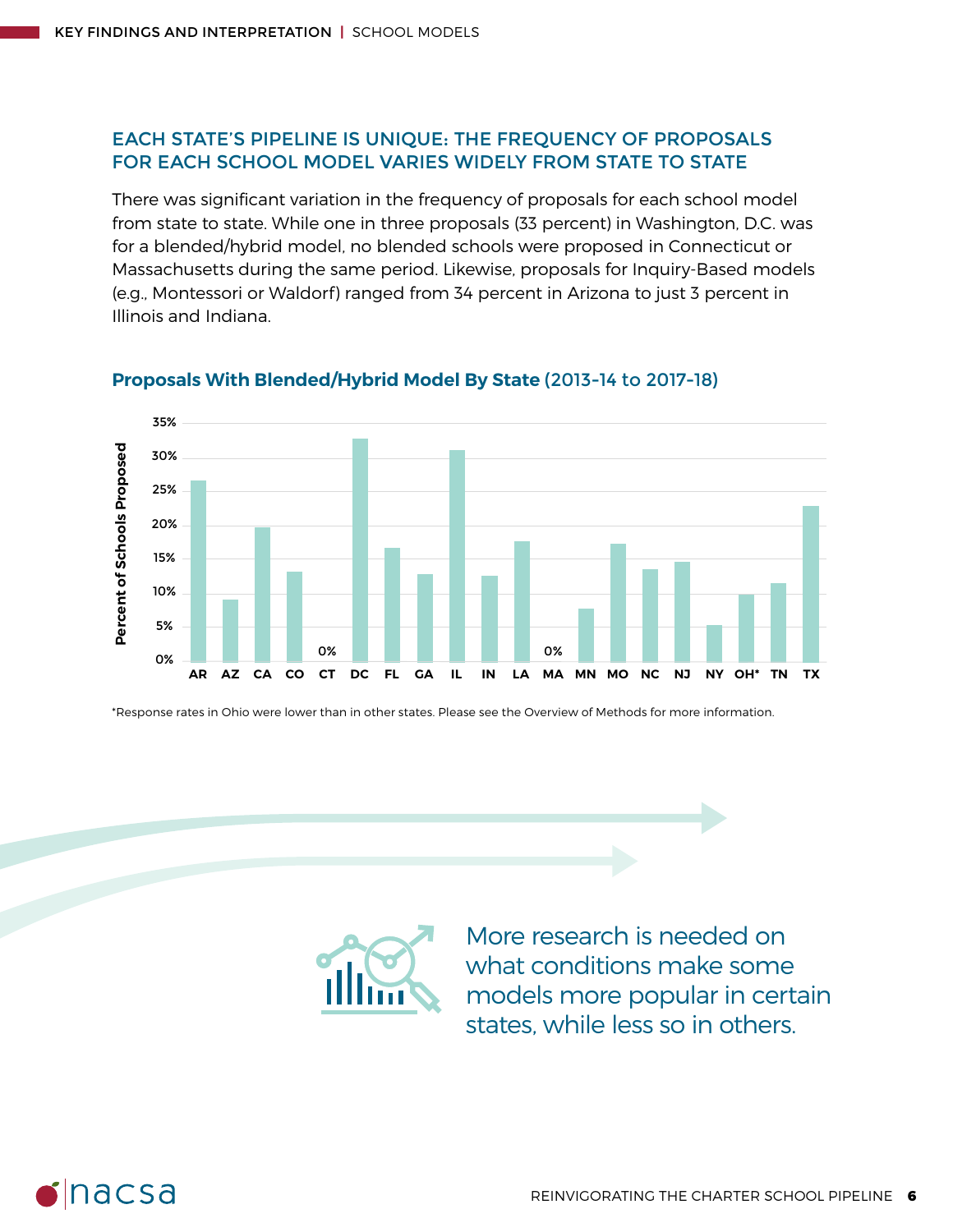## EACH STATE'S PIPELINE IS UNIQUE: THE FREQUENCY OF PROPOSALS FOR EACH SCHOOL MODEL VARIES WIDELY FROM STATE TO STATE

There was significant variation in the frequency of proposals for each school model from state to state. While one in three proposals (33 percent) in Washington, D.C. was for a blended/hybrid model, no blended schools were proposed in Connecticut or Massachusetts during the same period. Likewise, proposals for Inquiry-Based models (e.g., Montessori or Waldorf) ranged from 34 percent in Arizona to just 3 percent in Illinois and Indiana.

**Proposals With Blended/Hybrid Model By State** (2013-14 to 2017-18)

*Response rates in Ohio were lower than in other states. Please see the Overview of Methods for more information.

More research is needed on what conditions make some models more popular in certain states, while less so in others.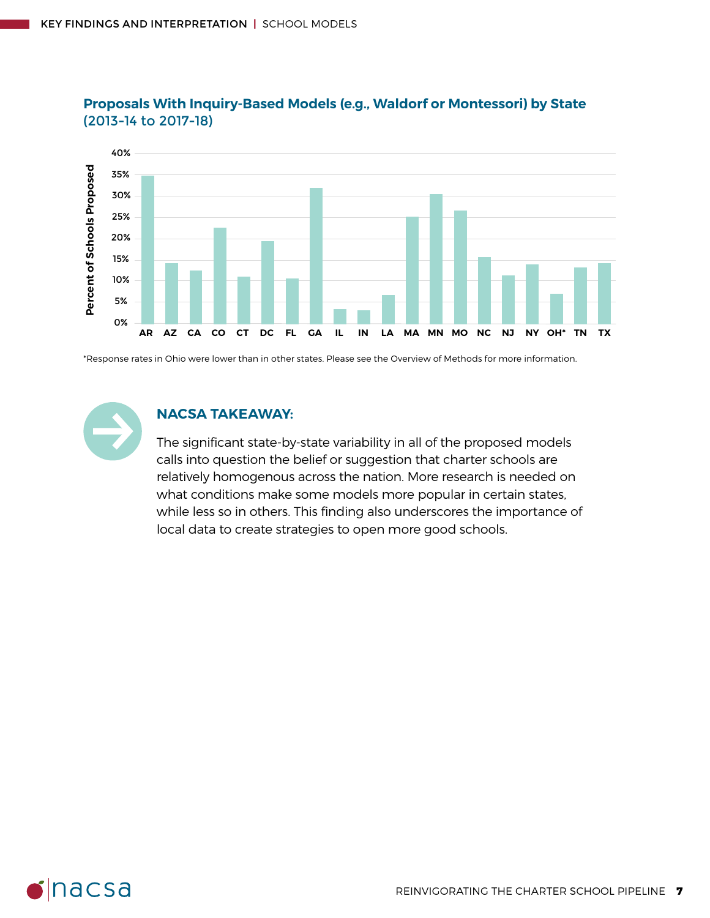## Proposals With Inquiry-Based Models (e.g., Waldorf or Montessori) by State (2013-14 to 2017-18)

*Response rates in Ohio were lower than in other states. Please see the Overview of Methods for more information.

### NACSA TAKEAWAY:

The significant state-by-state variability in all of the proposed models calls into question the belief or suggestion that charter schools are relatively homogenous across the nation. More research is needed on what conditions make some models more popular in certain states, while less so in others. This finding also underscores the importance of local data to create strategies to open more good schools.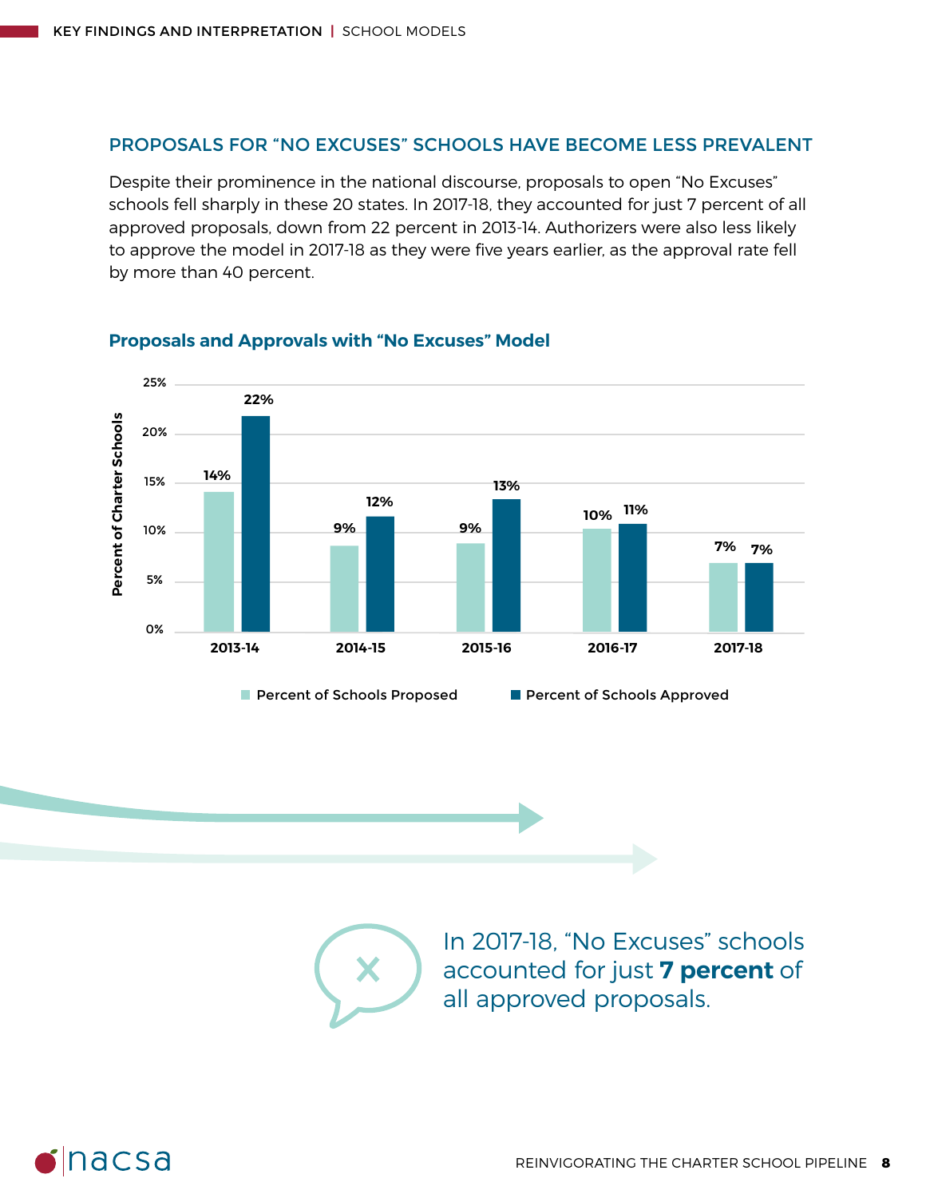## PROPOSALS FOR "NO EXCUSES" SCHOOLS HAVE BECOME LESS PREVALENT

Despite their prominence in the national discourse, proposals to open "No Excuses" schools fell sharply in these 20 states. In 2017-18, they accounted for just 7 percent of all approved proposals, down from 22 percent in 2013-14. Authorizers were also less likely to approve the model in 2017-18 as they were five years earlier, as the approval rate fell by more than 40 percent.

### Proposals and Approvals with "No Excuses" Model

| | Percent of Schools Proposed | Percent of Schools Approved |
|---|---|---|
| 2013-14 | 14% | 22% |
| 2014-15 | 9% | 12% |
| 2015-16 | 9% | 13% |
| 2016-17 | 10% | 11% |
| 2017-18 | 7% | 7% |

In 2017-18, "No Excuses" schools accounted for just **7 percent** of all approved proposals.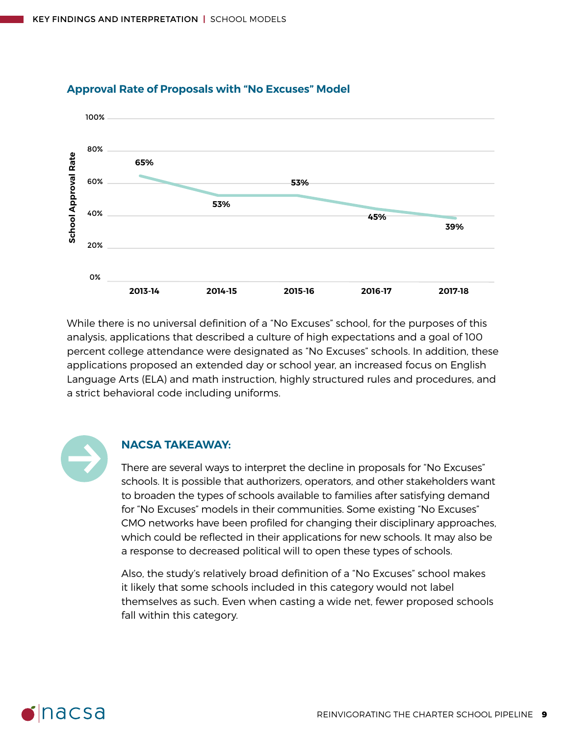### Approval Rate of Proposals with "No Excuses" Model

| Year | School Approval Rate |
| --- | --- |
| 2013-14 | 65% |
| 2014-15 | 53% |
| 2015-16 | 53% |
| 2016-17 | 45% |
| 2017-18 | 39% |

While there is no universal definition of a "No Excuses" school, for the purposes of this analysis, applications that described a culture of high expectations and a goal of 100 percent college attendance were designated as "No Excuses" schools. In addition, these applications proposed an extended day or school year, an increased focus on English Language Arts (ELA) and math instruction, highly structured rules and procedures, and a strict behavioral code including uniforms.

## NACSA TAKEAWAY:

There are several ways to interpret the decline in proposals for "No Excuses" schools. It is possible that authorizers, operators, and other stakeholders want to broaden the types of schools available to families after satisfying demand for "No Excuses" models in their communities. Some existing "No Excuses" CMO networks have been profiled for changing their disciplinary approaches, which could be reflected in their applications for new schools. It may also be a response to decreased political will to open these types of schools.

Also, the study's relatively broad definition of a "No Excuses" school makes it likely that some schools included in this category would not label themselves as such. Even when casting a wide net, fewer proposed schools fall within this category.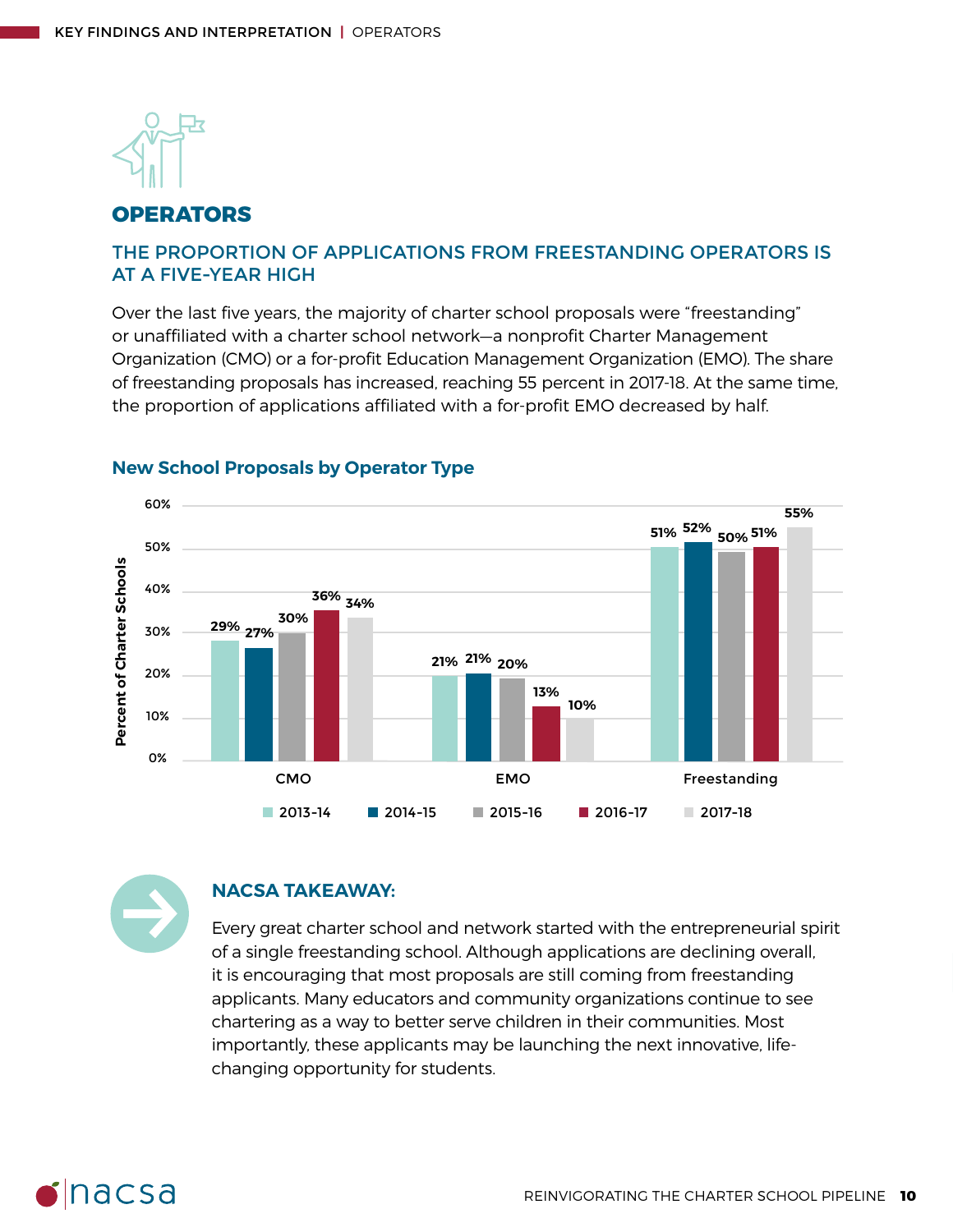## OPERATORS

### THE PROPORTION OF APPLICATIONS FROM FREESTANDING OPERATORS IS AT A FIVE-YEAR HIGH

Over the last five years, the majority of charter school proposals were "freestanding" or unaffiliated with a charter school network—a nonprofit Charter Management Organization (CMO) or a for-profit Education Management Organization (EMO). The share of freestanding proposals has increased, reaching 55 percent in 2017-18. At the same time, the proportion of applications affiliated with a for-profit EMO decreased by half.

**New School Proposals by Operator Type**

| Operator Type | 2013-14 | 2014-15 | 2015-16 | 2016-17 | 2017-18 |
|---|---|---|---|---|---|
| CMO | 29% | 27% | 30% | 36% | 34% |
| EMO | 21% | 21% | 20% | 13% | 10% |
| Freestanding | 51% | 52% | 50% | 51% | 55% |

### NACSA TAKEAWAY:

Every great charter school and network started with the entrepreneurial spirit of a single freestanding school. Although applications are declining overall, it is encouraging that most proposals are still coming from freestanding applicants. Many educators and community organizations continue to see chartering as a way to better serve children in their communities. Most importantly, these applicants may be launching the next innovative, life-changing opportunity for students.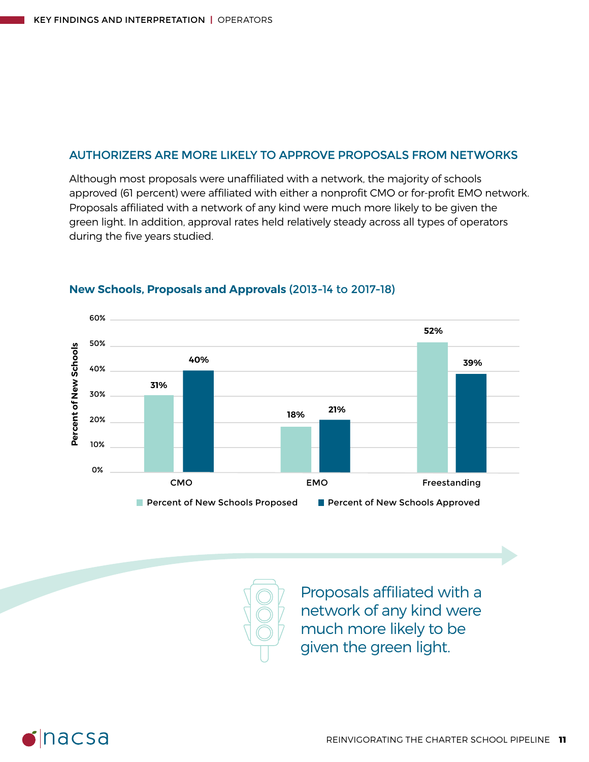## AUTHORIZERS ARE MORE LIKELY TO APPROVE PROPOSALS FROM NETWORKS

Although most proposals were unaffiliated with a network, the majority of schools approved (61 percent) were affiliated with either a nonprofit CMO or for-profit EMO network. Proposals affiliated with a network of any kind were much more likely to be given the green light. In addition, approval rates held relatively steady across all types of operators during the five years studied.

**New Schools, Proposals and Approvals** (2013-14 to 2017-18)

| | Percent of New Schools Proposed | Percent of New Schools Approved |
|---|---|---|
| CMO | 31% | 40% |
| EMO | 18% | 21% |
| Freestanding | 52% | 39% |

Proposals affiliated with a network of any kind were much more likely to be given the green light.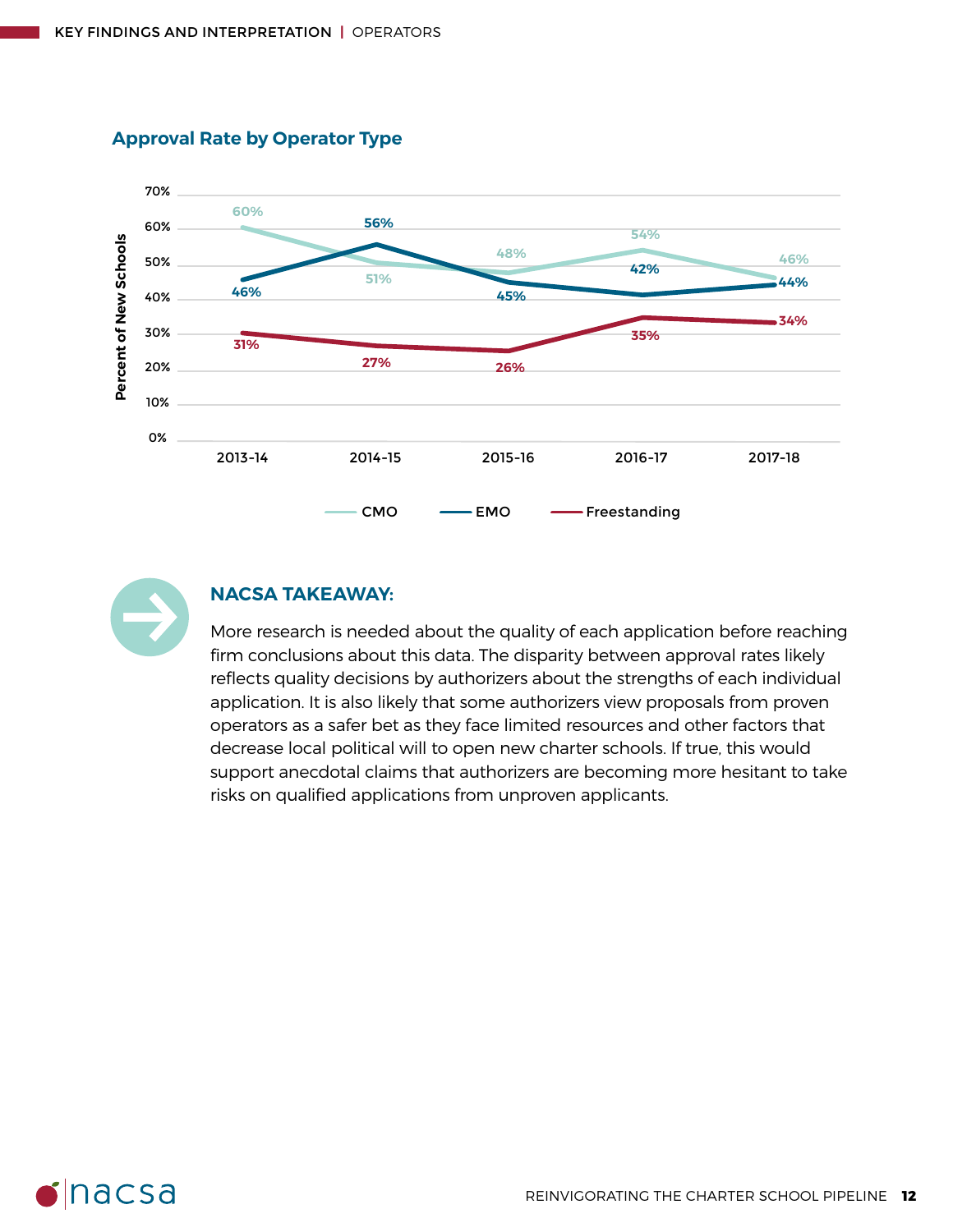### Approval Rate by Operator Type

| Operator Type | 2013-14 | 2014-15 | 2015-16 | 2016-17 | 2017-18 |
|---|---|---|---|---|---|
| CMO | 60% | 51% | 48% | 54% | 46% |
| EMO | 46% | 56% | 45% | 42% | 44% |
| Freestanding | 31% | 27% | 26% | 35% | 34% |

### NACSA TAKEAWAY:

More research is needed about the quality of each application before reaching firm conclusions about this data. The disparity between approval rates likely reflects quality decisions by authorizers about the strengths of each individual application. It is also likely that some authorizers view proposals from proven operators as a safer bet as they face limited resources and other factors that decrease local political will to open new charter schools. If true, this would support anecdotal claims that authorizers are becoming more hesitant to take risks on qualified applications from unproven applicants.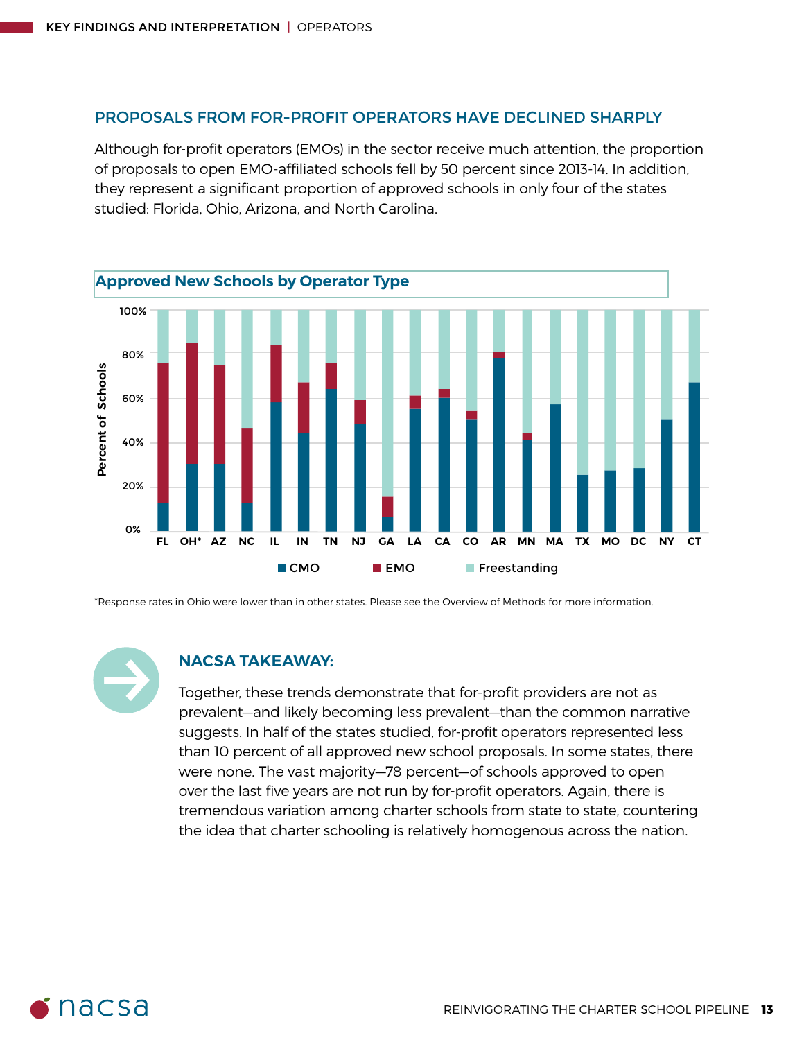## PROPOSALS FROM FOR-PROFIT OPERATORS HAVE DECLINED SHARPLY

Although for-profit operators (EMOs) in the sector receive much attention, the proportion of proposals to open EMO-affiliated schools fell by 50 percent since 2013-14. In addition, they represent a significant proportion of approved schools in only four of the states studied: Florida, Ohio, Arizona, and North Carolina.

**Approved New Schools by Operator Type**

*Response rates in Ohio were lower than in other states. Please see the Overview of Methods for more information.

### NACSA TAKEAWAY:

Together, these trends demonstrate that for-profit providers are not as prevalent—and likely becoming less prevalent—than the common narrative suggests. In half of the states studied, for-profit operators represented less than 10 percent of all approved new school proposals. In some states, there were none. The vast majority—78 percent—of schools approved to open over the last five years are not run by for-profit operators. Again, there is tremendous variation among charter schools from state to state, countering the idea that charter schooling is relatively homogenous across the nation.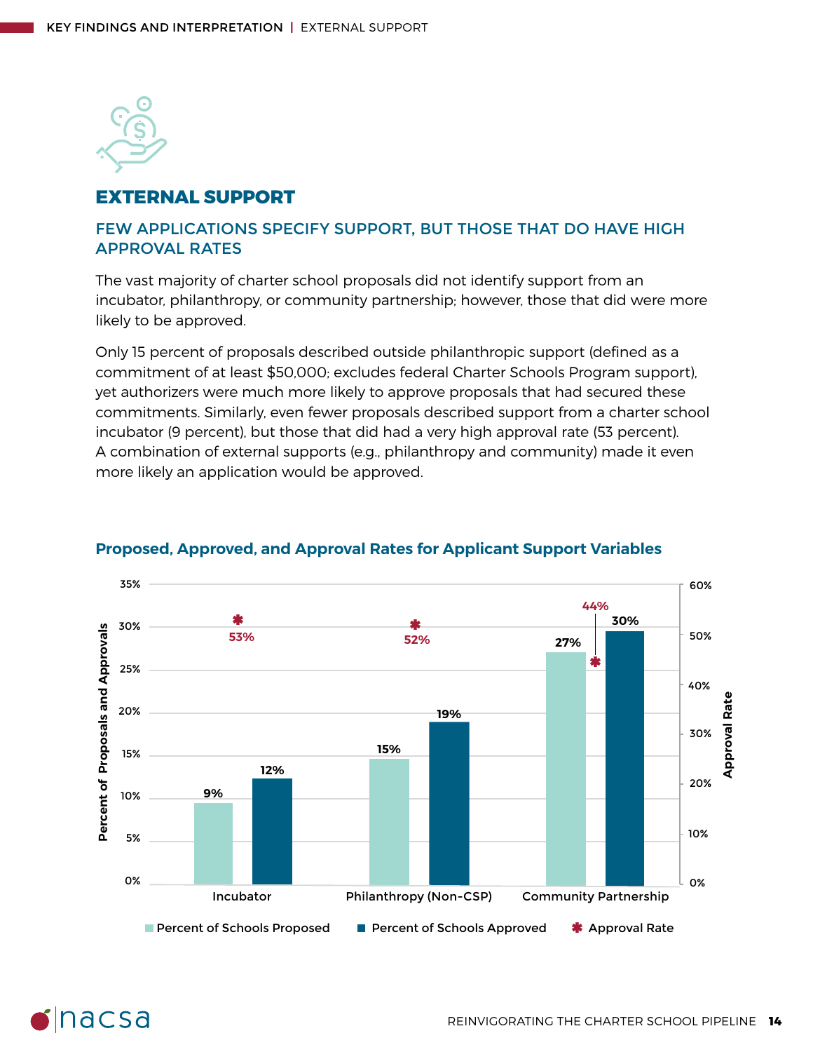## EXTERNAL SUPPORT

### FEW APPLICATIONS SPECIFY SUPPORT, BUT THOSE THAT DO HAVE HIGH APPROVAL RATES

The vast majority of charter school proposals did not identify support from an incubator, philanthropy, or community partnership; however, those that did were more likely to be approved.

Only 15 percent of proposals described outside philanthropic support (defined as a commitment of at least $50,000; excludes federal Charter Schools Program support), yet authorizers were much more likely to approve proposals that had secured these commitments. Similarly, even fewer proposals described support from a charter school incubator (9 percent), but those that did had a very high approval rate (53 percent). A combination of external supports (e.g., philanthropy and community) made it even more likely an application would be approved.

**Proposed, Approved, and Approval Rates for Applicant Support Variables**

| | Percent of Schools Proposed | Percent of Schools Approved | Approval Rate |
|---|---|---|---|
| Incubator | 9% | 12% | 53% |
| Philanthropy (Non-CSP) | 15% | 19% | 52% |
| Community Partnership | 27% | 30% | 44% |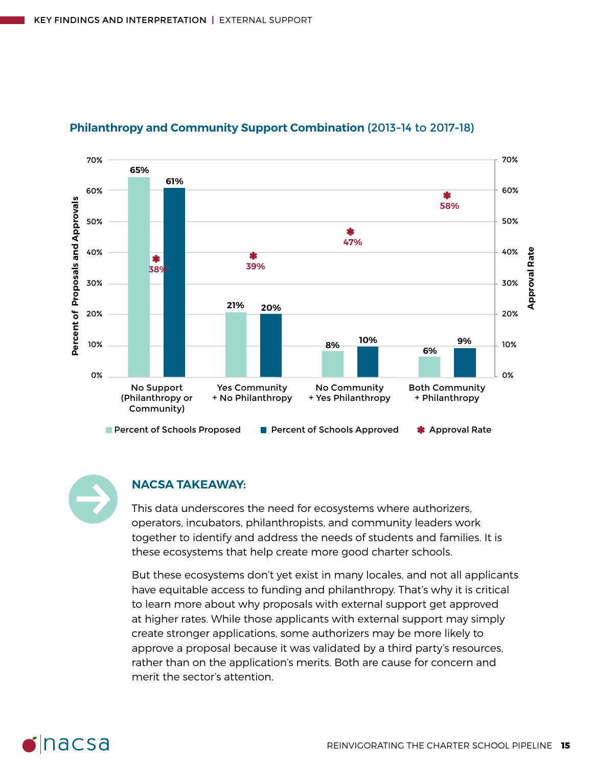### Philanthropy and Community Support Combination (2013-14 to 2017-18)

| | Percent of Schools Proposed | Percent of Schools Approved | Approval Rate |
|---|---|---|---|
| No Support (Philanthropy or Community) | 65% | 61% | 38% |
| Yes Community + No Philanthropy | 21% | 20% | 39% |
| No Community + Yes Philanthropy | 8% | 10% | 47% |
| Both Community + Philanthropy | 6% | 9% | 58% |

## NACSA TAKEAWAY:

This data underscores the need for ecosystems where authorizers, operators, incubators, philanthropists, and community leaders work together to identify and address the needs of students and families. It is these ecosystems that help create more good charter schools.

But these ecosystems don't yet exist in many locales, and not all applicants have equitable access to funding and philanthropy. That's why it is critical to learn more about why proposals with external support get approved at higher rates. While those applicants with external support may simply create stronger applications, some authorizers may be more likely to approve a proposal because it was validated by a third party's resources, rather than on the application's merits. Both are cause for concern and merit the sector's attention.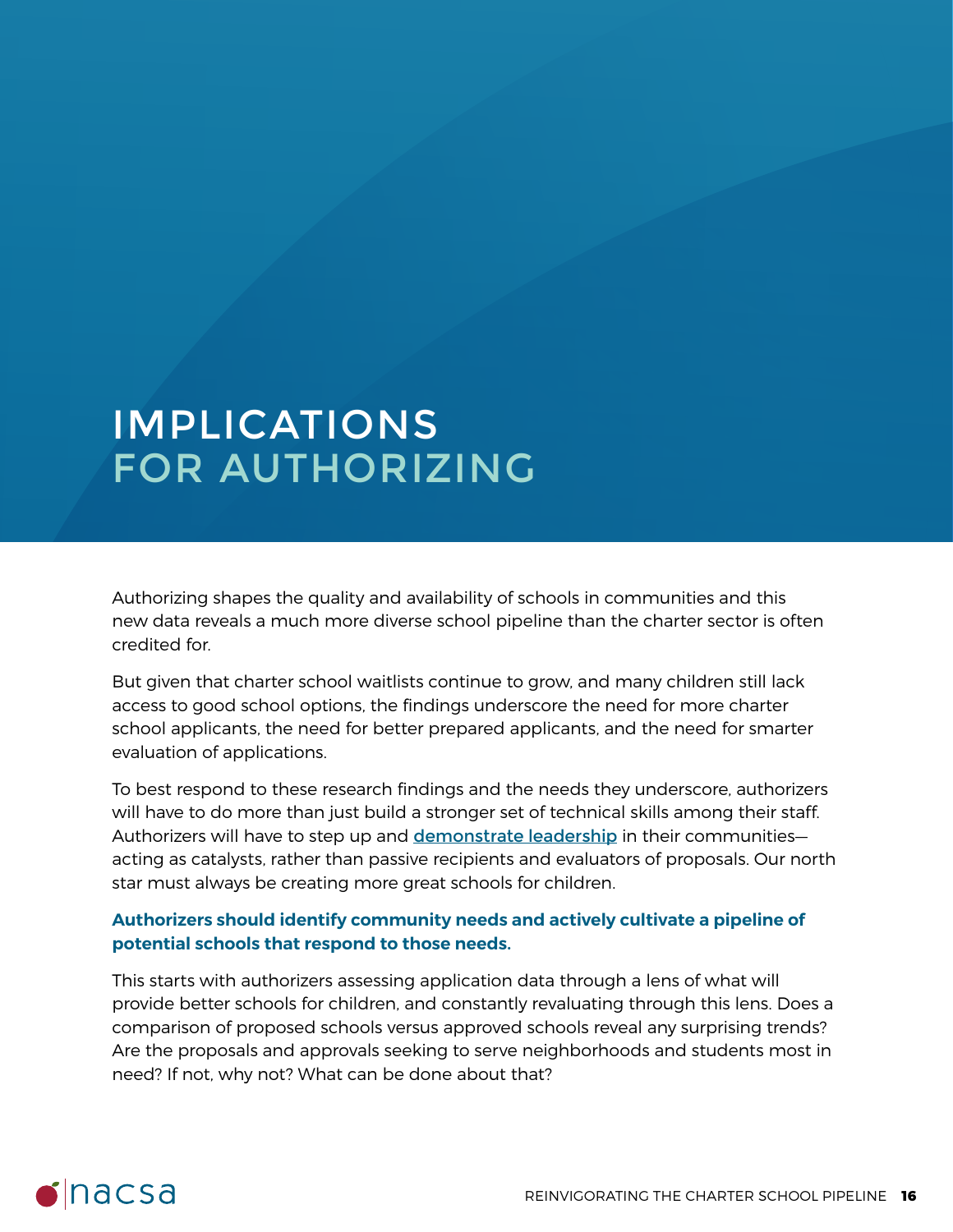# IMPLICATIONS FOR AUTHORIZING

Authorizing shapes the quality and availability of schools in communities and this new data reveals a much more diverse school pipeline than the charter sector is often credited for.

But given that charter school waitlists continue to grow, and many children still lack access to good school options, the findings underscore the need for more charter school applicants, the need for better prepared applicants, and the need for smarter evaluation of applications.

To best respond to these research findings and the needs they underscore, authorizers will have to do more than just build a stronger set of technical skills among their staff. Authorizers will have to step up and demonstrate leadership in their communities—acting as catalysts, rather than passive recipients and evaluators of proposals. Our north star must always be creating more great schools for children.

**Authorizers should identify community needs and actively cultivate a pipeline of potential schools that respond to those needs.**

This starts with authorizers assessing application data through a lens of what will provide better schools for children, and constantly revaluating through this lens. Does a comparison of proposed schools versus approved schools reveal any surprising trends? Are the proposals and approvals seeking to serve neighborhoods and students most in need? If not, why not? What can be done about that?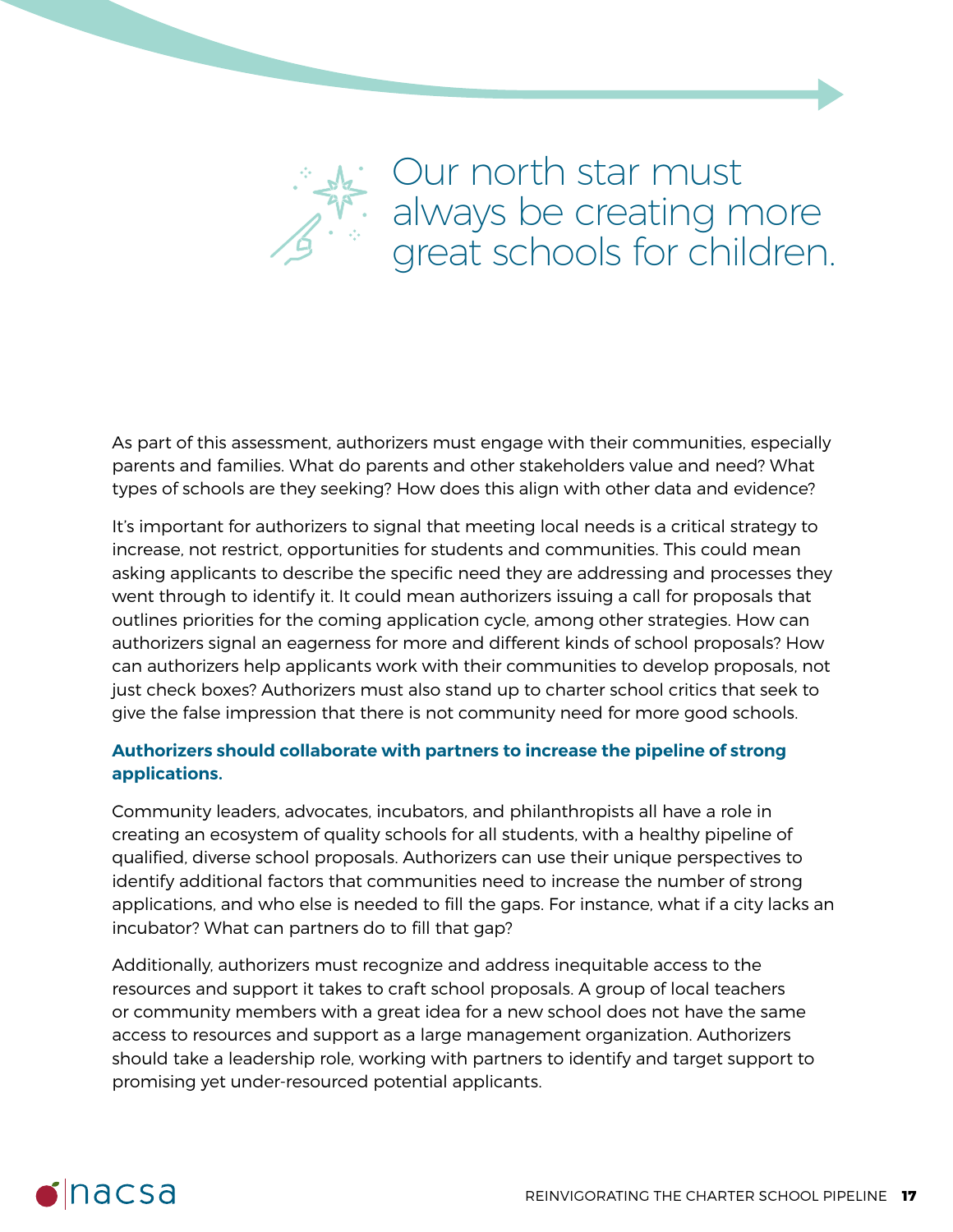> Our north star must always be creating more great schools for children.

As part of this assessment, authorizers must engage with their communities, especially parents and families. What do parents and other stakeholders value and need? What types of schools are they seeking? How does this align with other data and evidence?

It's important for authorizers to signal that meeting local needs is a critical strategy to increase, not restrict, opportunities for students and communities. This could mean asking applicants to describe the specific need they are addressing and processes they went through to identify it. It could mean authorizers issuing a call for proposals that outlines priorities for the coming application cycle, among other strategies. How can authorizers signal an eagerness for more and different kinds of school proposals? How can authorizers help applicants work with their communities to develop proposals, not just check boxes? Authorizers must also stand up to charter school critics that seek to give the false impression that there is not community need for more good schools.

**Authorizers should collaborate with partners to increase the pipeline of strong applications.**

Community leaders, advocates, incubators, and philanthropists all have a role in creating an ecosystem of quality schools for all students, with a healthy pipeline of qualified, diverse school proposals. Authorizers can use their unique perspectives to identify additional factors that communities need to increase the number of strong applications, and who else is needed to fill the gaps. For instance, what if a city lacks an incubator? What can partners do to fill that gap?

Additionally, authorizers must recognize and address inequitable access to the resources and support it takes to craft school proposals. A group of local teachers or community members with a great idea for a new school does not have the same access to resources and support as a large management organization. Authorizers should take a leadership role, working with partners to identify and target support to promising yet under-resourced potential applicants.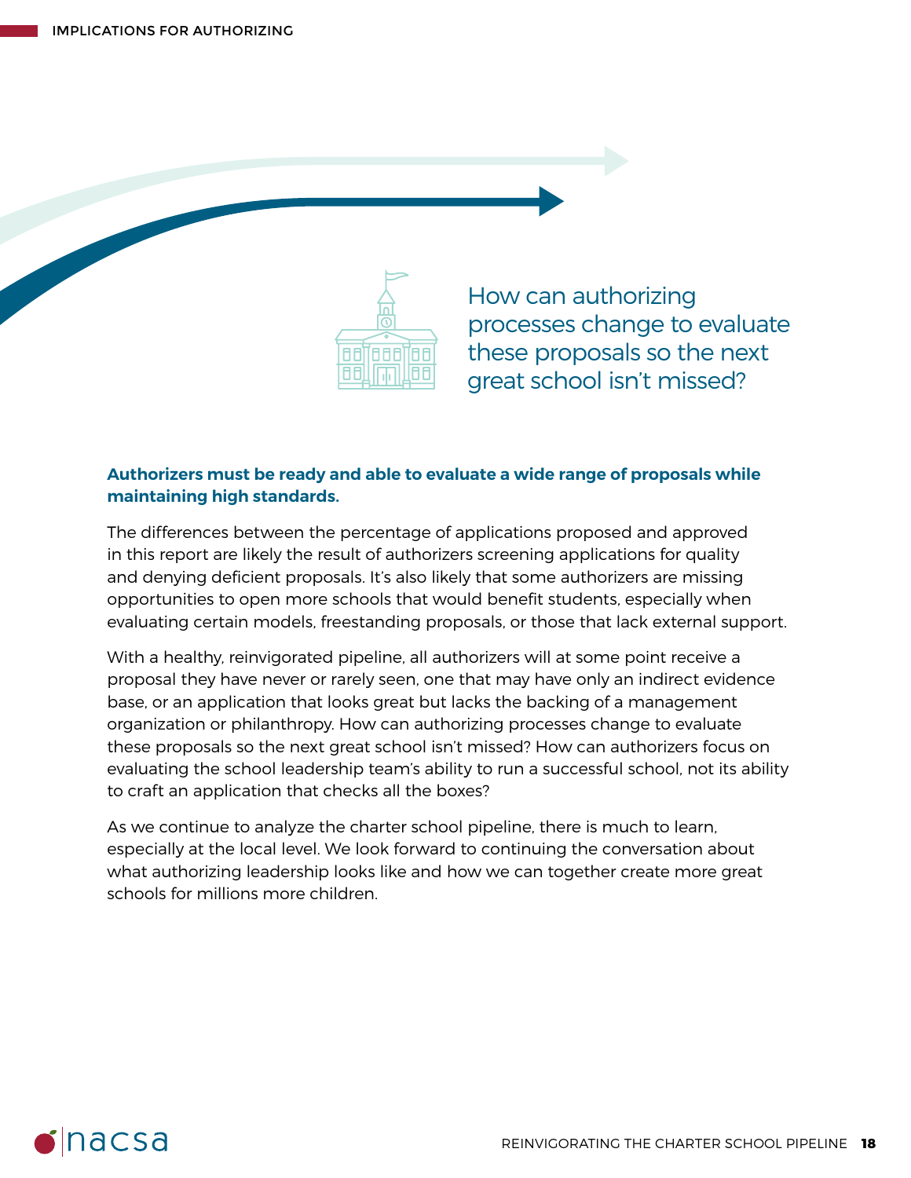## How can authorizing processes change to evaluate these proposals so the next great school isn't missed?

**Authorizers must be ready and able to evaluate a wide range of proposals while maintaining high standards.**

The differences between the percentage of applications proposed and approved in this report are likely the result of authorizers screening applications for quality and denying deficient proposals. It's also likely that some authorizers are missing opportunities to open more schools that would benefit students, especially when evaluating certain models, freestanding proposals, or those that lack external support.

With a healthy, reinvigorated pipeline, all authorizers will at some point receive a proposal they have never or rarely seen, one that may have only an indirect evidence base, or an application that looks great but lacks the backing of a management organization or philanthropy. How can authorizing processes change to evaluate these proposals so the next great school isn't missed? How can authorizers focus on evaluating the school leadership team's ability to run a successful school, not its ability to craft an application that checks all the boxes?

As we continue to analyze the charter school pipeline, there is much to learn, especially at the local level. We look forward to continuing the conversation about what authorizing leadership looks like and how we can together create more great schools for millions more children.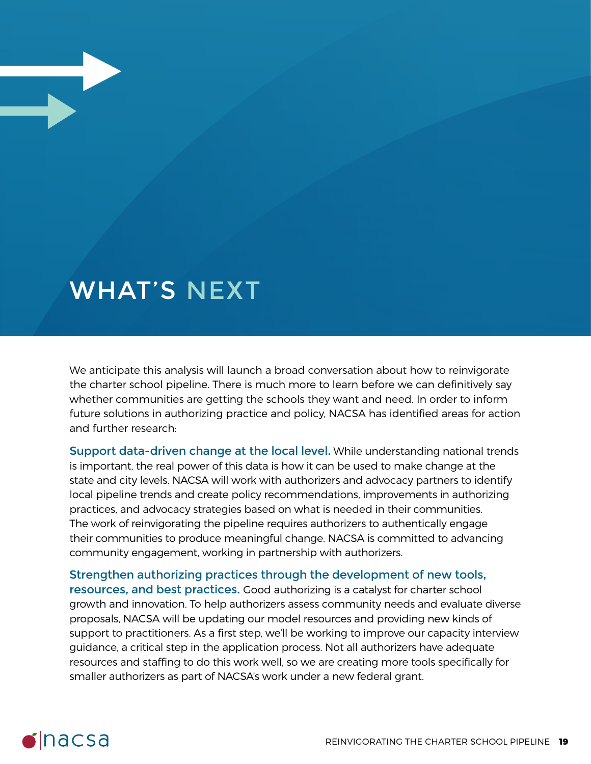# WHAT'S NEXT

We anticipate this analysis will launch a broad conversation about how to reinvigorate the charter school pipeline. There is much more to learn before we can definitively say whether communities are getting the schools they want and need. In order to inform future solutions in authorizing practice and policy, NACSA has identified areas for action and further research:

**Support data-driven change at the local level.** While understanding national trends is important, the real power of this data is how it can be used to make change at the state and city levels. NACSA will work with authorizers and advocacy partners to identify local pipeline trends and create policy recommendations, improvements in authorizing practices, and advocacy strategies based on what is needed in their communities. The work of reinvigorating the pipeline requires authorizers to authentically engage their communities to produce meaningful change. NACSA is committed to advancing community engagement, working in partnership with authorizers.

**Strengthen authorizing practices through the development of new tools, resources, and best practices.** Good authorizing is a catalyst for charter school growth and innovation. To help authorizers assess community needs and evaluate diverse proposals, NACSA will be updating our model resources and providing new kinds of support to practitioners. As a first step, we'll be working to improve our capacity interview guidance, a critical step in the application process. Not all authorizers have adequate resources and staffing to do this work well, so we are creating more tools specifically for smaller authorizers as part of NACSA's work under a new federal grant.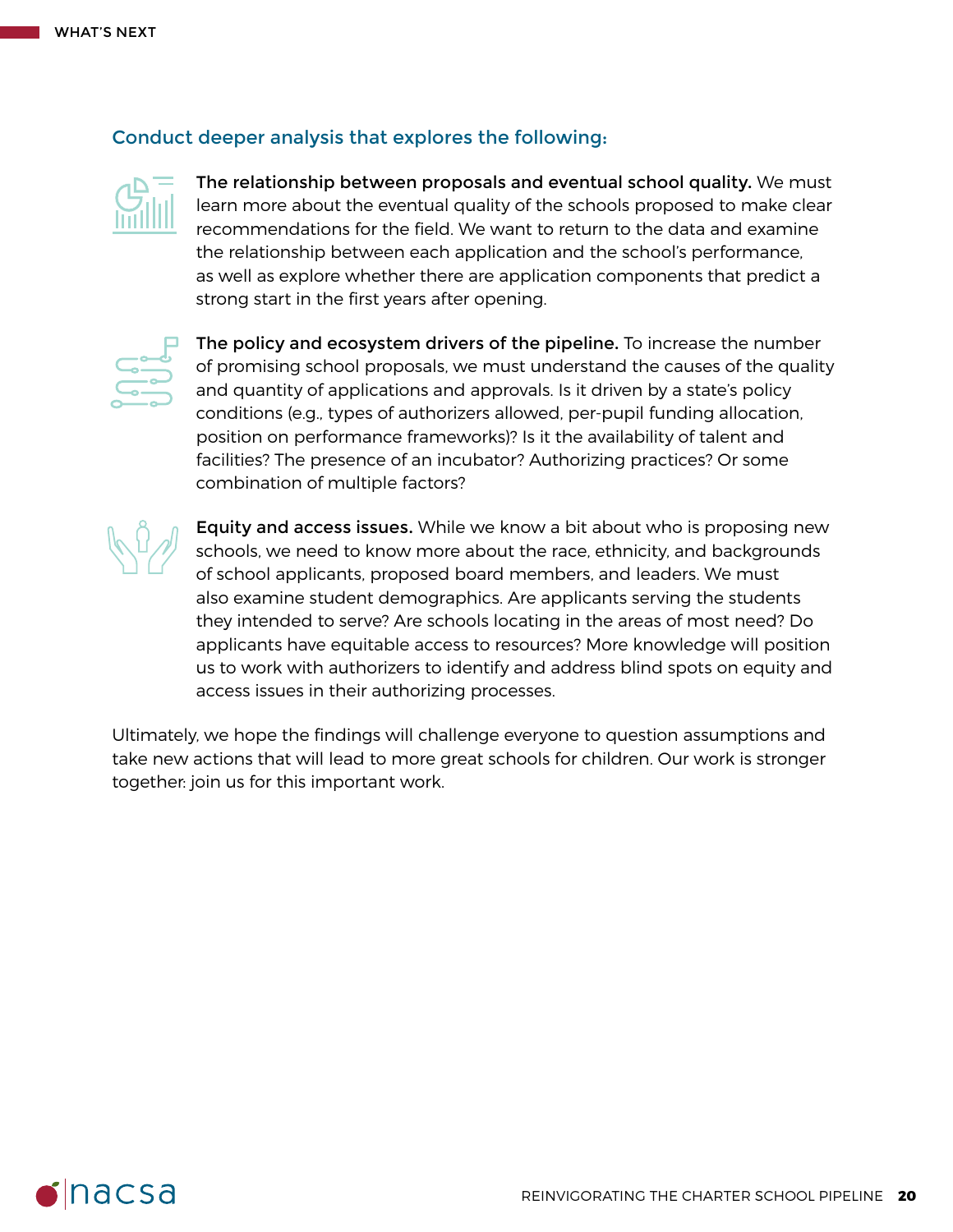### Conduct deeper analysis that explores the following:

**The relationship between proposals and eventual school quality.** We must learn more about the eventual quality of the schools proposed to make clear recommendations for the field. We want to return to the data and examine the relationship between each application and the school's performance, as well as explore whether there are application components that predict a strong start in the first years after opening.

**The policy and ecosystem drivers of the pipeline.** To increase the number of promising school proposals, we must understand the causes of the quality and quantity of applications and approvals. Is it driven by a state's policy conditions (e.g., types of authorizers allowed, per-pupil funding allocation, position on performance frameworks)? Is it the availability of talent and facilities? The presence of an incubator? Authorizing practices? Or some combination of multiple factors?

**Equity and access issues.** While we know a bit about who is proposing new schools, we need to know more about the race, ethnicity, and backgrounds of school applicants, proposed board members, and leaders. We must also examine student demographics. Are applicants serving the students they intended to serve? Are schools locating in the areas of most need? Do applicants have equitable access to resources? More knowledge will position us to work with authorizers to identify and address blind spots on equity and access issues in their authorizing processes.

Ultimately, we hope the findings will challenge everyone to question assumptions and take new actions that will lead to more great schools for children. Our work is stronger together: join us for this important work.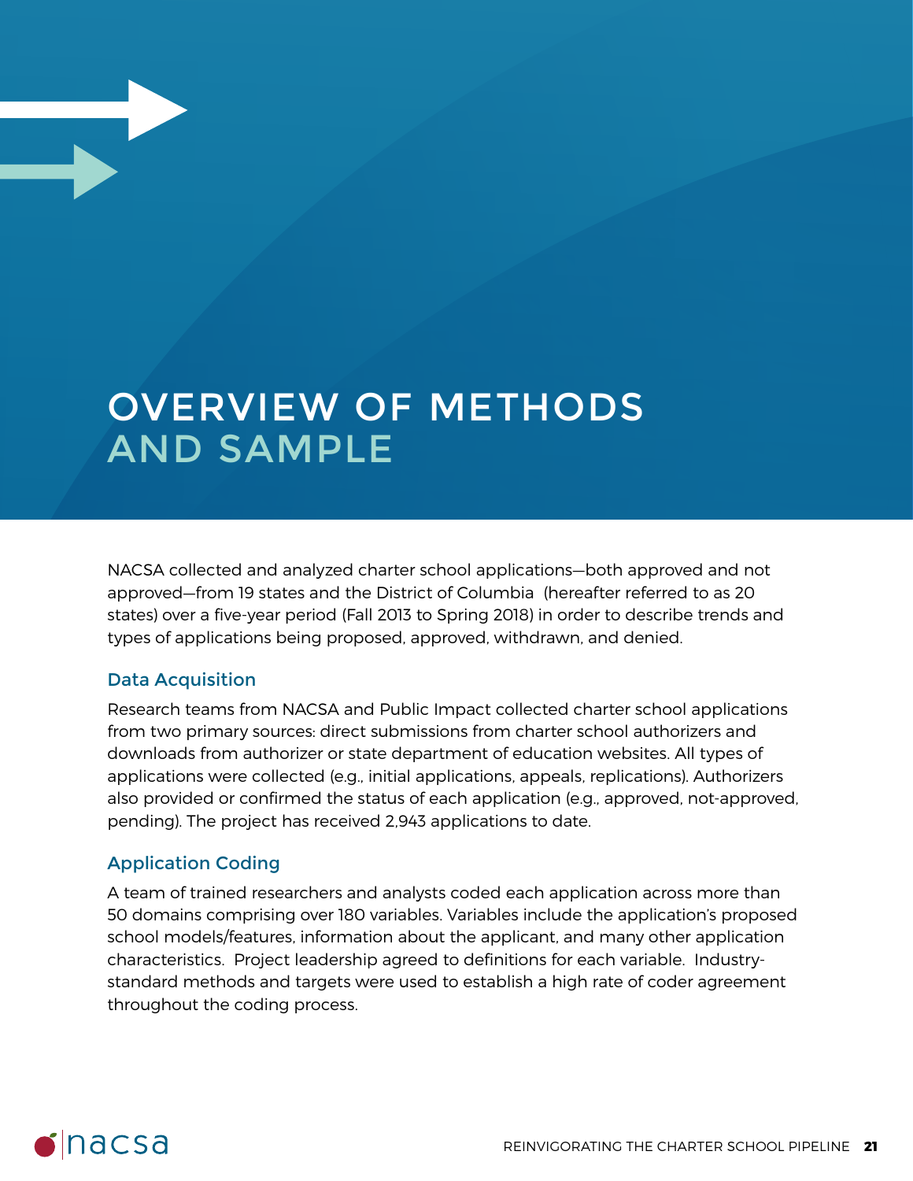# OVERVIEW OF METHODS AND SAMPLE

NACSA collected and analyzed charter school applications—both approved and not approved—from 19 states and the District of Columbia (hereafter referred to as 20 states) over a five-year period (Fall 2013 to Spring 2018) in order to describe trends and types of applications being proposed, approved, withdrawn, and denied.

## Data Acquisition

Research teams from NACSA and Public Impact collected charter school applications from two primary sources: direct submissions from charter school authorizers and downloads from authorizer or state department of education websites. All types of applications were collected (e.g., initial applications, appeals, replications). Authorizers also provided or confirmed the status of each application (e.g., approved, not-approved, pending). The project has received 2,943 applications to date.

## Application Coding

A team of trained researchers and analysts coded each application across more than 50 domains comprising over 180 variables. Variables include the application's proposed school models/features, information about the applicant, and many other application characteristics. Project leadership agreed to definitions for each variable. Industry-standard methods and targets were used to establish a high rate of coder agreement throughout the coding process.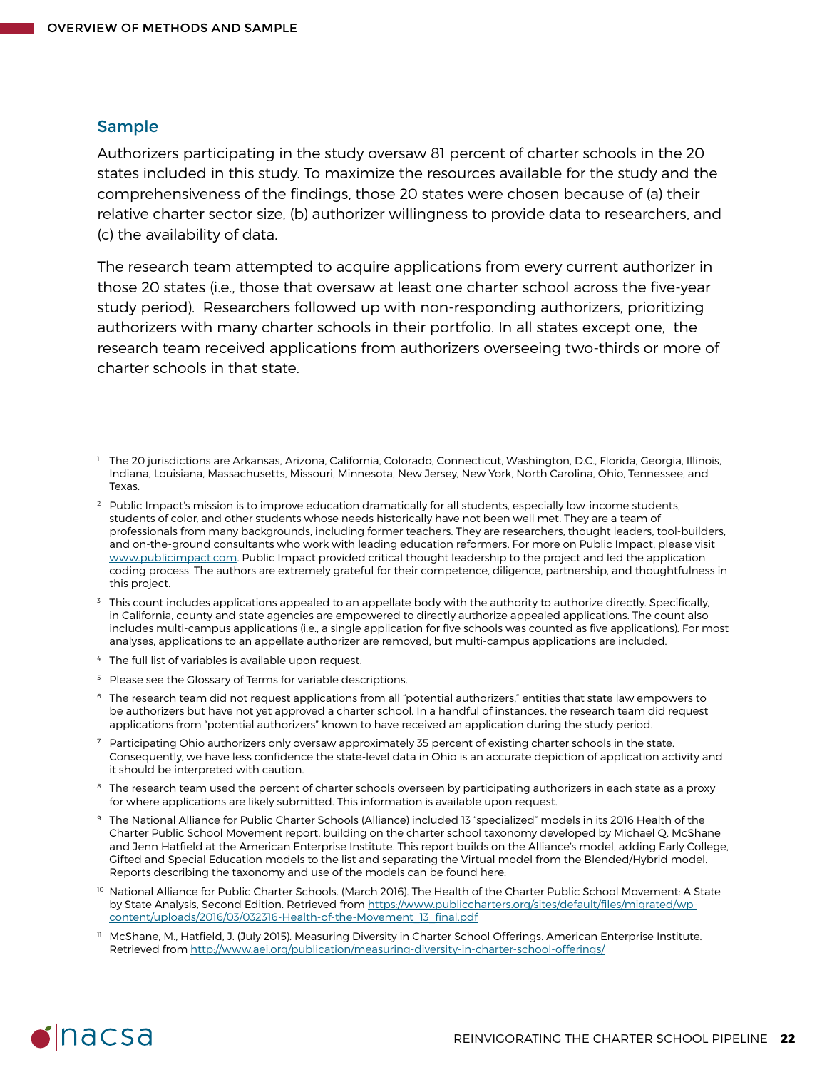## Sample

Authorizers participating in the study oversaw 81 percent of charter schools in the 20 states included in this study. To maximize the resources available for the study and the comprehensiveness of the findings, those 20 states were chosen because of (a) their relative charter sector size, (b) authorizer willingness to provide data to researchers, and (c) the availability of data.

The research team attempted to acquire applications from every current authorizer in those 20 states (i.e., those that oversaw at least one charter school across the five-year study period). Researchers followed up with non-responding authorizers, prioritizing authorizers with many charter schools in their portfolio. In all states except one, the research team received applications from authorizers overseeing two-thirds or more of charter schools in that state.

---

[1] The 20 jurisdictions are Arkansas, Arizona, California, Colorado, Connecticut, Washington, D.C., Florida, Georgia, Illinois, Indiana, Louisiana, Massachusetts, Missouri, Minnesota, New Jersey, New York, North Carolina, Ohio, Tennessee, and Texas.

[2] Public Impact's mission is to improve education dramatically for all students, especially low-income students, students of color, and other students whose needs historically have not been well met. They are a team of professionals from many backgrounds, including former teachers. They are researchers, thought leaders, tool-builders, and on-the-ground consultants who work with leading education reformers. For more on Public Impact, please visit www.publicimpact.com. Public Impact provided critical thought leadership to the project and led the application coding process. The authors are extremely grateful for their competence, diligence, partnership, and thoughtfulness in this project.

[3] This count includes applications appealed to an appellate body with the authority to authorize directly. Specifically, in California, county and state agencies are empowered to directly authorize appealed applications. The count also includes multi-campus applications (i.e., a single application for five schools was counted as five applications). For most analyses, applications to an appellate authorizer are removed, but multi-campus applications are included.

[4] The full list of variables is available upon request.

[5] Please see the Glossary of Terms for variable descriptions.

[6] The research team did not request applications from all "potential authorizers," entities that state law empowers to be authorizers but have not yet approved a charter school. In a handful of instances, the research team did request applications from "potential authorizers" known to have received an application during the study period.

[7] Participating Ohio authorizers only oversaw approximately 35 percent of existing charter schools in the state. Consequently, we have less confidence the state-level data in Ohio is an accurate depiction of application activity and it should be interpreted with caution.

[8] The research team used the percent of charter schools overseen by participating authorizers in each state as a proxy for where applications are likely submitted. This information is available upon request.

[9] The National Alliance for Public Charter Schools (Alliance) included 13 "specialized" models in its 2016 Health of the Charter Public School Movement report, building on the charter school taxonomy developed by Michael Q. McShane and Jenn Hatfield at the American Enterprise Institute. This report builds on the Alliance's model, adding Early College, Gifted and Special Education models to the list and separating the Virtual model from the Blended/Hybrid model. Reports describing the taxonomy and use of the models can be found here:

[10] National Alliance for Public Charter Schools. (March 2016). The Health of the Charter Public School Movement: A State by State Analysis, Second Edition. Retrieved from https://www.publiccharters.org/sites/default/files/migrated/wp-content/uploads/2016/03/032316-Health-of-the-Movement_13_final.pdf

[11] McShane, M., Hatfield, J. (July 2015). Measuring Diversity in Charter School Offerings. American Enterprise Institute. Retrieved from http://www.aei.org/publication/measuring-diversity-in-charter-school-offerings/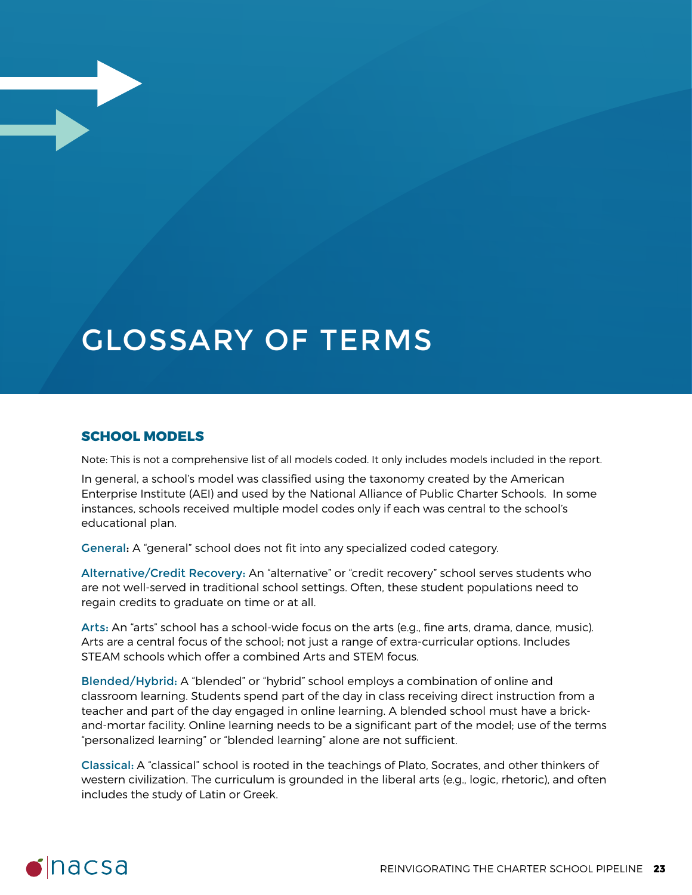# GLOSSARY OF TERMS

## SCHOOL MODELS

Note: This is not a comprehensive list of all models coded. It only includes models included in the report.

In general, a school's model was classified using the taxonomy created by the American Enterprise Institute (AEI) and used by the National Alliance of Public Charter Schools. In some instances, schools received multiple model codes only if each was central to the school's educational plan.

**General:** A "general" school does not fit into any specialized coded category.

**Alternative/Credit Recovery:** An "alternative" or "credit recovery" school serves students who are not well-served in traditional school settings. Often, these student populations need to regain credits to graduate on time or at all.

**Arts:** An "arts" school has a school-wide focus on the arts (e.g., fine arts, drama, dance, music). Arts are a central focus of the school; not just a range of extra-curricular options. Includes STEAM schools which offer a combined Arts and STEM focus.

**Blended/Hybrid:** A "blended" or "hybrid" school employs a combination of online and classroom learning. Students spend part of the day in class receiving direct instruction from a teacher and part of the day engaged in online learning. A blended school must have a brick-and-mortar facility. Online learning needs to be a significant part of the model; use of the terms "personalized learning" or "blended learning" alone are not sufficient.

**Classical:** A "classical" school is rooted in the teachings of Plato, Socrates, and other thinkers of western civilization. The curriculum is grounded in the liberal arts (e.g., logic, rhetoric), and often includes the study of Latin or Greek.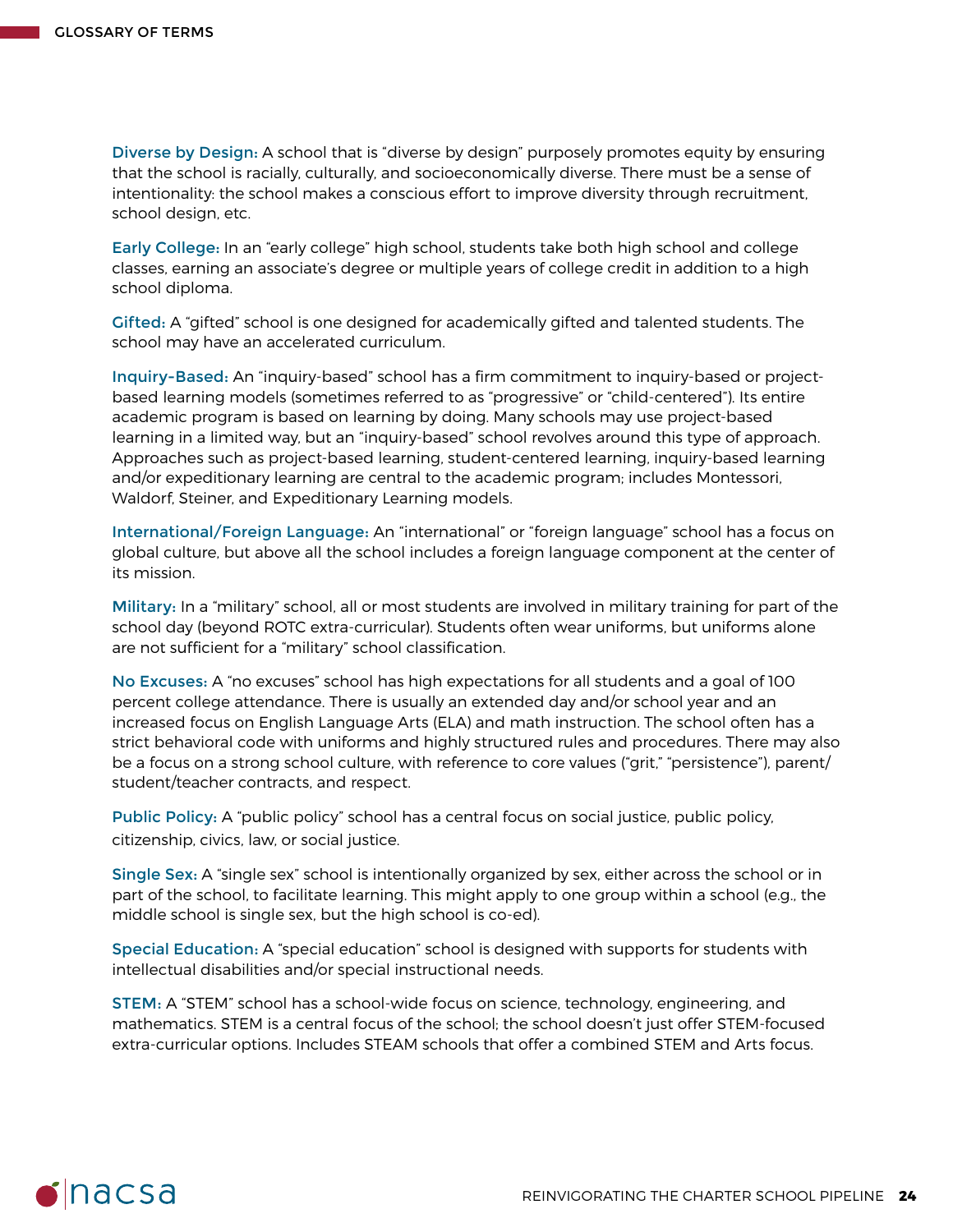**Diverse by Design:** A school that is “diverse by design” purposely promotes equity by ensuring that the school is racially, culturally, and socioeconomically diverse. There must be a sense of intentionality: the school makes a conscious effort to improve diversity through recruitment, school design, etc.

**Early College:** In an “early college” high school, students take both high school and college classes, earning an associate’s degree or multiple years of college credit in addition to a high school diploma.

**Gifted:** A “gifted” school is one designed for academically gifted and talented students. The school may have an accelerated curriculum.

**Inquiry-Based:** An “inquiry-based” school has a firm commitment to inquiry-based or project-based learning models (sometimes referred to as “progressive” or “child-centered”). Its entire academic program is based on learning by doing. Many schools may use project-based learning in a limited way, but an “inquiry-based” school revolves around this type of approach. Approaches such as project-based learning, student-centered learning, inquiry-based learning and/or expeditionary learning are central to the academic program; includes Montessori, Waldorf, Steiner, and Expeditionary Learning models.

**International/Foreign Language:** An “international” or “foreign language” school has a focus on global culture, but above all the school includes a foreign language component at the center of its mission.

**Military:** In a “military” school, all or most students are involved in military training for part of the school day (beyond ROTC extra-curricular). Students often wear uniforms, but uniforms alone are not sufficient for a “military” school classification.

**No Excuses:** A “no excuses” school has high expectations for all students and a goal of 100 percent college attendance. There is usually an extended day and/or school year and an increased focus on English Language Arts (ELA) and math instruction. The school often has a strict behavioral code with uniforms and highly structured rules and procedures. There may also be a focus on a strong school culture, with reference to core values (“grit,” “persistence”), parent/student/teacher contracts, and respect.

**Public Policy:** A “public policy” school has a central focus on social justice, public policy, citizenship, civics, law, or social justice.

**Single Sex:** A “single sex” school is intentionally organized by sex, either across the school or in part of the school, to facilitate learning. This might apply to one group within a school (e.g., the middle school is single sex, but the high school is co-ed).

**Special Education:** A “special education” school is designed with supports for students with intellectual disabilities and/or special instructional needs.

**STEM:** A “STEM” school has a school-wide focus on science, technology, engineering, and mathematics. STEM is a central focus of the school; the school doesn’t just offer STEM-focused extra-curricular options. Includes STEAM schools that offer a combined STEM and Arts focus.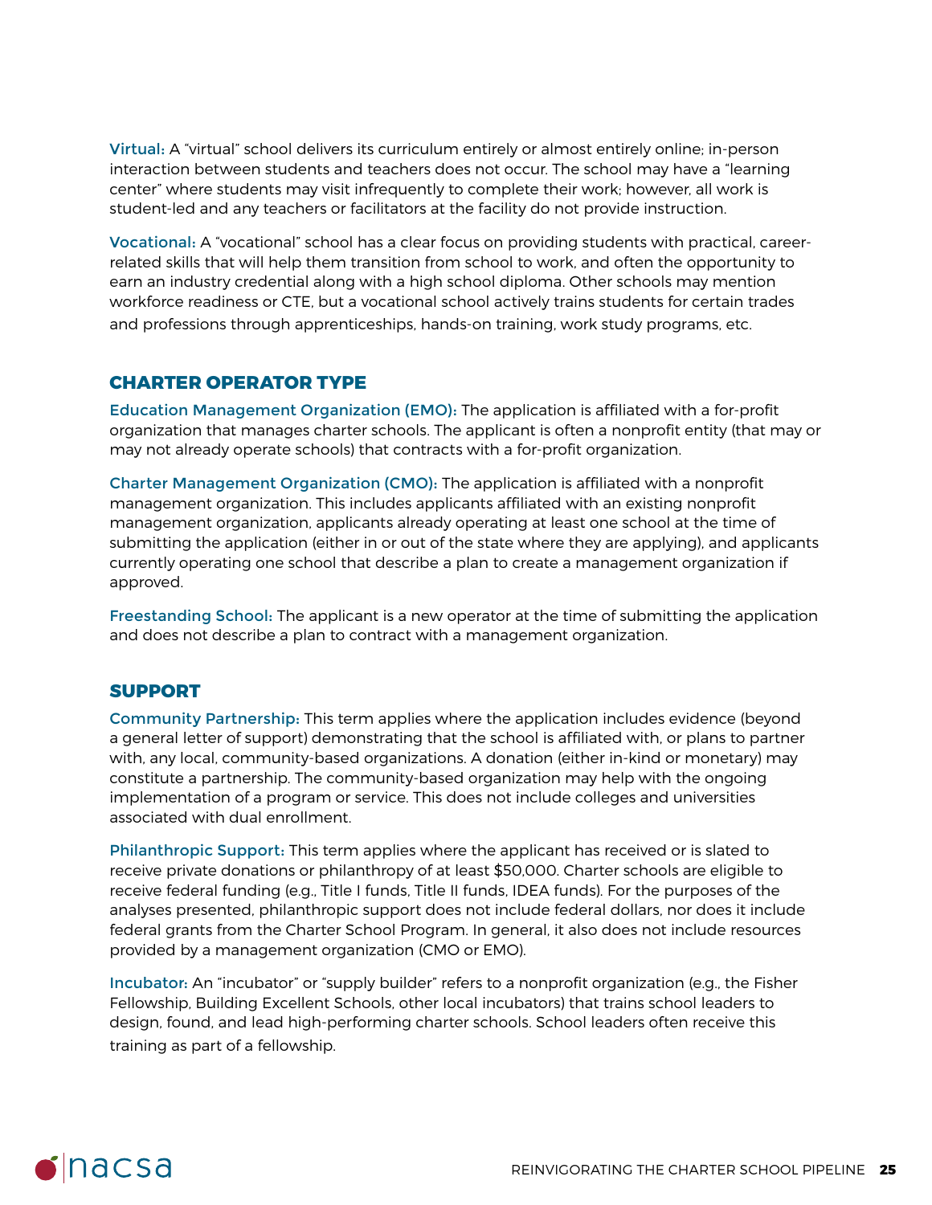**Virtual:** A "virtual" school delivers its curriculum entirely or almost entirely online; in-person interaction between students and teachers does not occur. The school may have a "learning center" where students may visit infrequently to complete their work; however, all work is student-led and any teachers or facilitators at the facility do not provide instruction.

**Vocational:** A "vocational" school has a clear focus on providing students with practical, career-related skills that will help them transition from school to work, and often the opportunity to earn an industry credential along with a high school diploma. Other schools may mention workforce readiness or CTE, but a vocational school actively trains students for certain trades and professions through apprenticeships, hands-on training, work study programs, etc.

## CHARTER OPERATOR TYPE

**Education Management Organization (EMO):** The application is affiliated with a for-profit organization that manages charter schools. The applicant is often a nonprofit entity (that may or may not already operate schools) that contracts with a for-profit organization.

**Charter Management Organization (CMO):** The application is affiliated with a nonprofit management organization. This includes applicants affiliated with an existing nonprofit management organization, applicants already operating at least one school at the time of submitting the application (either in or out of the state where they are applying), and applicants currently operating one school that describe a plan to create a management organization if approved.

**Freestanding School:** The applicant is a new operator at the time of submitting the application and does not describe a plan to contract with a management organization.

## SUPPORT

**Community Partnership:** This term applies where the application includes evidence (beyond a general letter of support) demonstrating that the school is affiliated with, or plans to partner with, any local, community-based organizations. A donation (either in-kind or monetary) may constitute a partnership. The community-based organization may help with the ongoing implementation of a program or service. This does not include colleges and universities associated with dual enrollment.

**Philanthropic Support:** This term applies where the applicant has received or is slated to receive private donations or philanthropy of at least $50,000. Charter schools are eligible to receive federal funding (e.g., Title I funds, Title II funds, IDEA funds). For the purposes of the analyses presented, philanthropic support does not include federal dollars, nor does it include federal grants from the Charter School Program. In general, it also does not include resources provided by a management organization (CMO or EMO).

**Incubator:** An "incubator" or "supply builder" refers to a nonprofit organization (e.g., the Fisher Fellowship, Building Excellent Schools, other local incubators) that trains school leaders to design, found, and lead high-performing charter schools. School leaders often receive this training as part of a fellowship.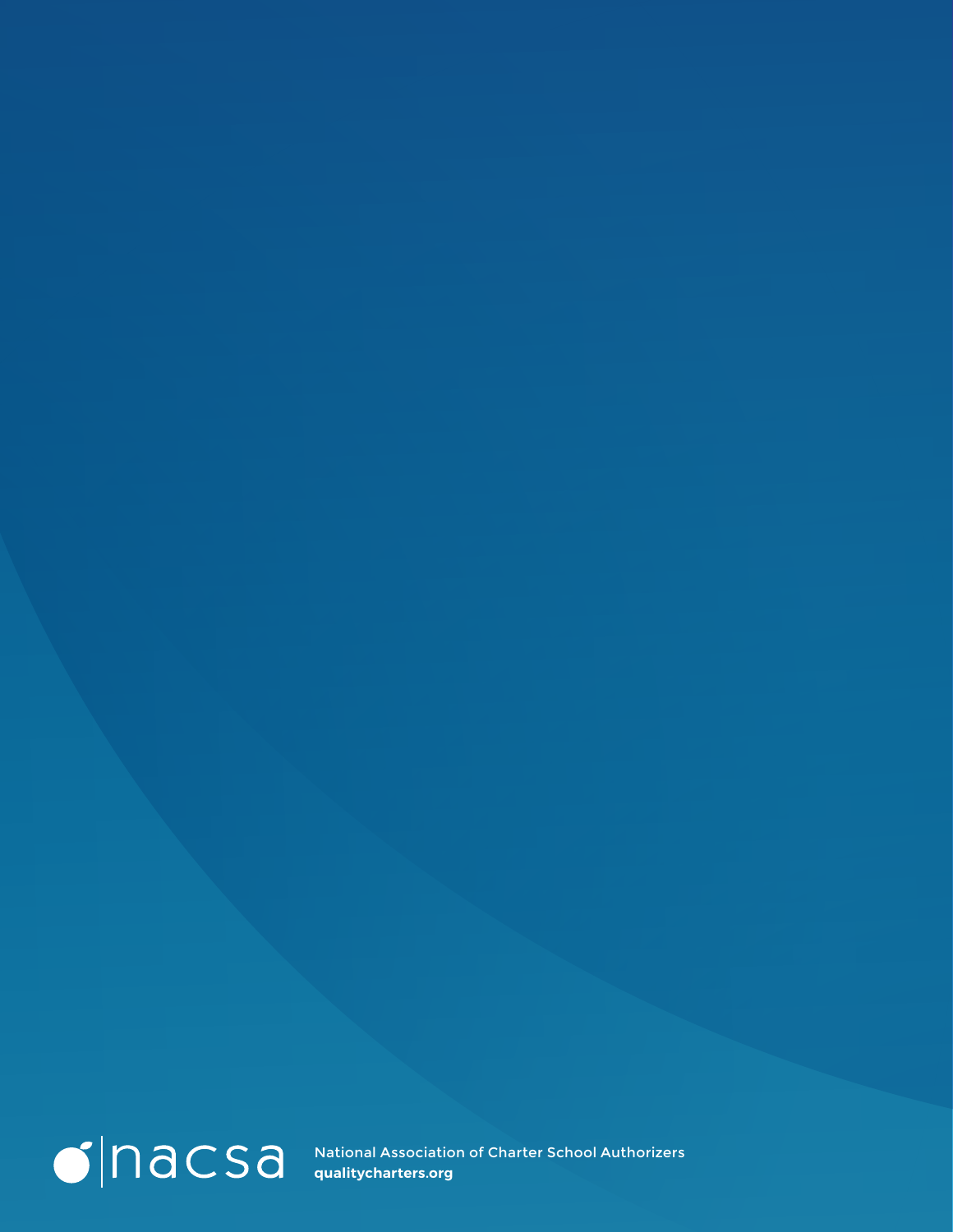nacsa

National Association of Charter School Authorizers
**qualitycharters.org**